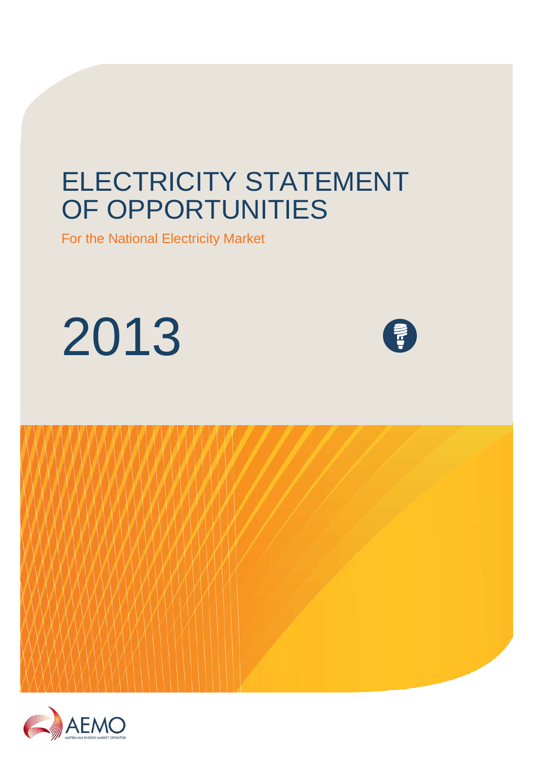# ELECTRICITY STATEMENT OF OPPORTUNITIES

For the National Electricity Market

2013

AEMO

AUSTRALIAN ENERGY MARKET OPERATOR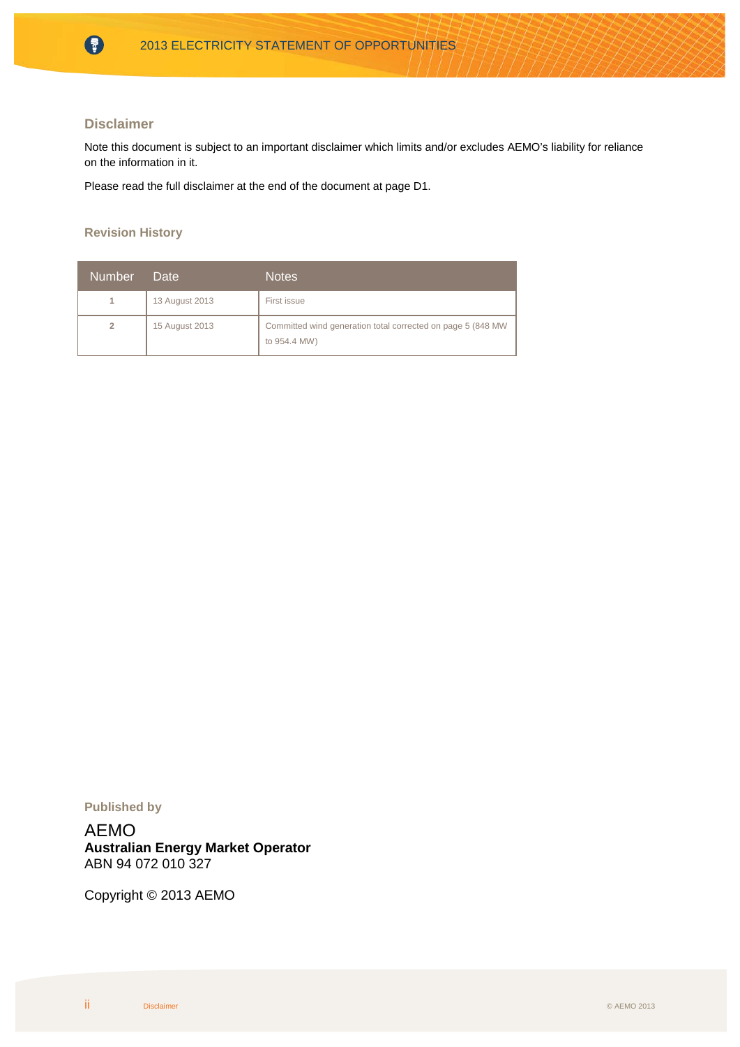## Disclaimer

Note this document is subject to an important disclaimer which limits and/or excludes AEMO's liability for reliance on the information in it.

Please read the full disclaimer at the end of the document at page D1.

## Revision History

| Number | Date | Notes |
|---|---|---|
| 1 | 13 August 2013 | First issue |
| 2 | 15 August 2013 | Committed wind generation total corrected on page 5 (848 MW to 954.4 MW) |

## Published by

AEMO
**Australian Energy Market Operator**
ABN 94 072 010 327

Copyright © 2013 AEMO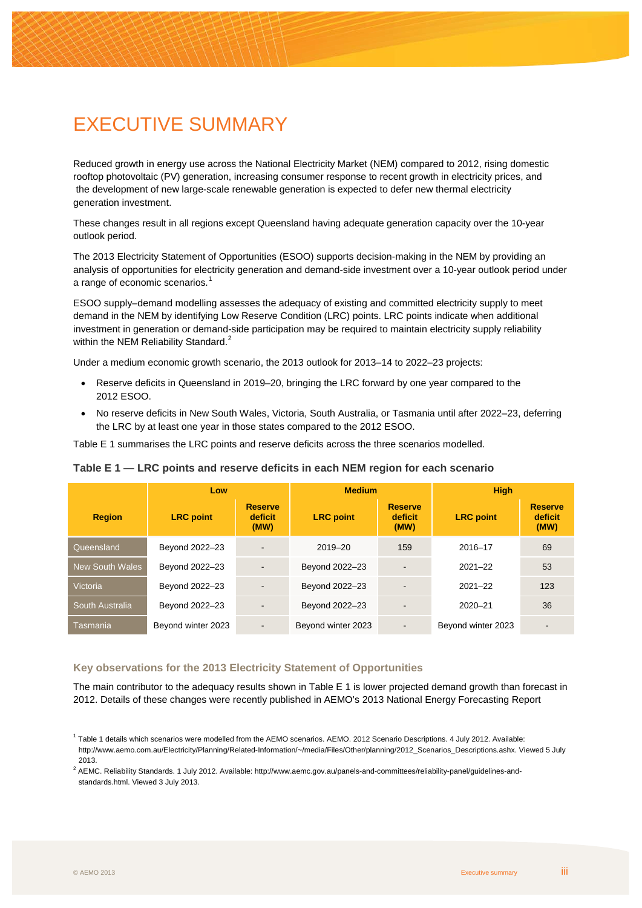# EXECUTIVE SUMMARY

Reduced growth in energy use across the National Electricity Market (NEM) compared to 2012, rising domestic rooftop photovoltaic (PV) generation, increasing consumer response to recent growth in electricity prices, and the development of new large-scale renewable generation is expected to defer new thermal electricity generation investment.

These changes result in all regions except Queensland having adequate generation capacity over the 10-year outlook period.

The 2013 Electricity Statement of Opportunities (ESOO) supports decision-making in the NEM by providing an analysis of opportunities for electricity generation and demand-side investment over a 10-year outlook period under a range of economic scenarios.[1]

ESOO supply–demand modelling assesses the adequacy of existing and committed electricity supply to meet demand in the NEM by identifying Low Reserve Condition (LRC) points. LRC points indicate when additional investment in generation or demand-side participation may be required to maintain electricity supply reliability within the NEM Reliability Standard.[2]

Under a medium economic growth scenario, the 2013 outlook for 2013–14 to 2022–23 projects:

- Reserve deficits in Queensland in 2019–20, bringing the LRC forward by one year compared to the 2012 ESOO.
- No reserve deficits in New South Wales, Victoria, South Australia, or Tasmania until after 2022–23, deferring the LRC by at least one year in those states compared to the 2012 ESOO.

Table E 1 summarises the LRC points and reserve deficits across the three scenarios modelled.

**Table E 1 — LRC points and reserve deficits in each NEM region for each scenario**

| Region | Low | | Medium | | High | |
|---|---|---|---|---|---|---|
| | LRC point | Reserve deficit (MW) | LRC point | Reserve deficit (MW) | LRC point | Reserve deficit (MW) |
| Queensland | Beyond 2022–23 | - | 2019–20 | 159 | 2016–17 | 69 |
| New South Wales | Beyond 2022–23 | - | Beyond 2022–23 | - | 2021–22 | 53 |
| Victoria | Beyond 2022–23 | - | Beyond 2022–23 | - | 2021–22 | 123 |
| South Australia | Beyond 2022–23 | - | Beyond 2022–23 | - | 2020–21 | 36 |
| Tasmania | Beyond winter 2023 | - | Beyond winter 2023 | - | Beyond winter 2023 | - |

### Key observations for the 2013 Electricity Statement of Opportunities

The main contributor to the adequacy results shown in Table E 1 is lower projected demand growth than forecast in 2012. Details of these changes were recently published in AEMO's 2013 National Energy Forecasting Report

[1] Table 1 details which scenarios were modelled from the AEMO scenarios. AEMO. 2012 Scenario Descriptions. 4 July 2012. Available: http://www.aemo.com.au/Electricity/Planning/Related-Information/~/media/Files/Other/planning/2012_Scenarios_Descriptions.ashx. Viewed 5 July 2013.

[2] AEMC. Reliability Standards. 1 July 2012. Available: http://www.aemc.gov.au/panels-and-committees/reliability-panel/guidelines-and-standards.html. Viewed 3 July 2013.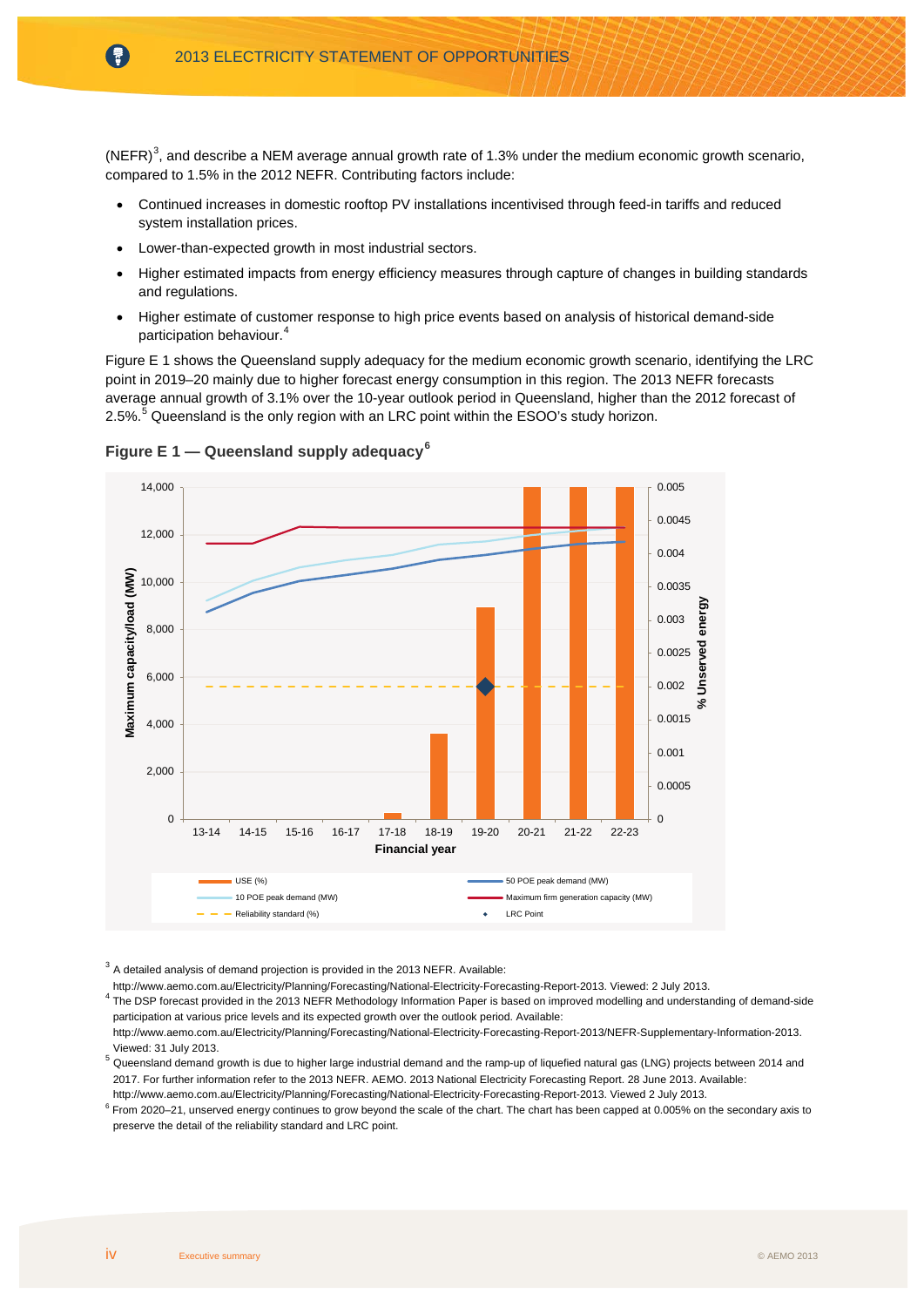(NEFR)[3], and describe a NEM average annual growth rate of 1.3% under the medium economic growth scenario, compared to 1.5% in the 2012 NEFR. Contributing factors include:

- Continued increases in domestic rooftop PV installations incentivised through feed-in tariffs and reduced system installation prices.
- Lower-than-expected growth in most industrial sectors.
- Higher estimated impacts from energy efficiency measures through capture of changes in building standards and regulations.
- Higher estimate of customer response to high price events based on analysis of historical demand-side participation behaviour.[4]

Figure E 1 shows the Queensland supply adequacy for the medium economic growth scenario, identifying the LRC point in 2019–20 mainly due to higher forecast energy consumption in this region. The 2013 NEFR forecasts average annual growth of 3.1% over the 10-year outlook period in Queensland, higher than the 2012 forecast of 2.5%.[5] Queensland is the only region with an LRC point within the ESOO's study horizon.

**Figure E 1 — Queensland supply adequacy**[6]

[3] A detailed analysis of demand projection is provided in the 2013 NEFR. Available: http://www.aemo.com.au/Electricity/Planning/Forecasting/National-Electricity-Forecasting-Report-2013. Viewed: 2 July 2013.

[4] The DSP forecast provided in the 2013 NEFR Methodology Information Paper is based on improved modelling and understanding of demand-side participation at various price levels and its expected growth over the outlook period. Available: http://www.aemo.com.au/Electricity/Planning/Forecasting/National-Electricity-Forecasting-Report-2013/NEFR-Supplementary-Information-2013. Viewed: 31 July 2013.

[5] Queensland demand growth is due to higher large industrial demand and the ramp-up of liquefied natural gas (LNG) projects between 2014 and 2017. For further information refer to the 2013 NEFR. AEMO. 2013 National Electricity Forecasting Report. 28 June 2013. Available: http://www.aemo.com.au/Electricity/Planning/Forecasting/National-Electricity-Forecasting-Report-2013. Viewed 2 July 2013.

[6] From 2020–21, unserved energy continues to grow beyond the scale of the chart. The chart has been capped at 0.005% on the secondary axis to preserve the detail of the reliability standard and LRC point.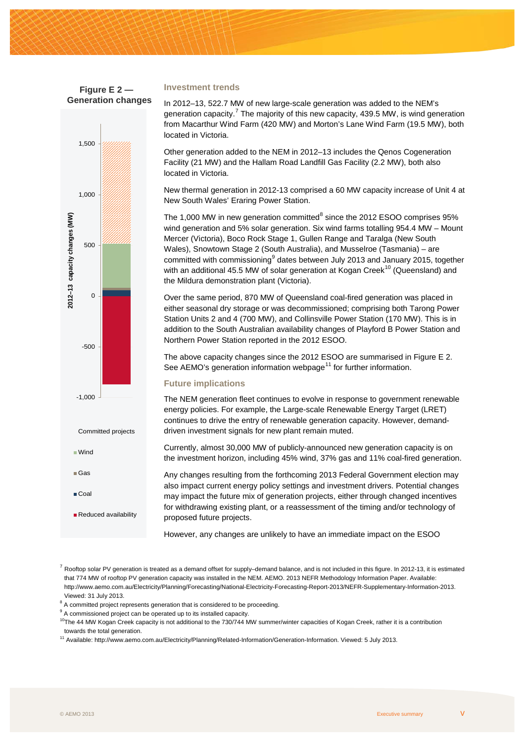**Figure E 2 — Generation changes**

2012–13 capacity changes (MW)

1,500
1,000
500
0
-500
-1,000

Committed projects

Wind

Gas

Coal

Reduced availability

### Investment trends

In 2012–13, 522.7 MW of new large-scale generation was added to the NEM's generation capacity.[7] The majority of this new capacity, 439.5 MW, is wind generation from Macarthur Wind Farm (420 MW) and Morton's Lane Wind Farm (19.5 MW), both located in Victoria.

Other generation added to the NEM in 2012–13 includes the Qenos Cogeneration Facility (21 MW) and the Hallam Road Landfill Gas Facility (2.2 MW), both also located in Victoria.

New thermal generation in 2012-13 comprised a 60 MW capacity increase of Unit 4 at New South Wales' Eraring Power Station.

The 1,000 MW in new generation committed[8] since the 2012 ESOO comprises 95% wind generation and 5% solar generation. Six wind farms totalling 954.4 MW – Mount Mercer (Victoria), Boco Rock Stage 1, Gullen Range and Taralga (New South Wales), Snowtown Stage 2 (South Australia), and Musselroe (Tasmania) – are committed with commissioning[9] dates between July 2013 and January 2015, together with an additional 45.5 MW of solar generation at Kogan Creek[10] (Queensland) and the Mildura demonstration plant (Victoria).

Over the same period, 870 MW of Queensland coal-fired generation was placed in either seasonal dry storage or was decommissioned; comprising both Tarong Power Station Units 2 and 4 (700 MW), and Collinsville Power Station (170 MW). This is in addition to the South Australian availability changes of Playford B Power Station and Northern Power Station reported in the 2012 ESOO.

The above capacity changes since the 2012 ESOO are summarised in Figure E 2. See AEMO's generation information webpage[11] for further information.

### Future implications

The NEM generation fleet continues to evolve in response to government renewable energy policies. For example, the Large-scale Renewable Energy Target (LRET) continues to drive the entry of renewable generation capacity. However, demand-driven investment signals for new plant remain muted.

Currently, almost 30,000 MW of publicly-announced new generation capacity is on the investment horizon, including 45% wind, 37% gas and 11% coal-fired generation.

Any changes resulting from the forthcoming 2013 Federal Government election may also impact current energy policy settings and investment drivers. Potential changes may impact the future mix of generation projects, either through changed incentives for withdrawing existing plant, or a reassessment of the timing and/or technology of proposed future projects.

However, any changes are unlikely to have an immediate impact on the ESOO

---

[7] Rooftop solar PV generation is treated as a demand offset for supply–demand balance, and is not included in this figure. In 2012-13, it is estimated that 774 MW of rooftop PV generation capacity was installed in the NEM. AEMO. 2013 NEFR Methodology Information Paper. Available: http://www.aemo.com.au/Electricity/Planning/Forecasting/National-Electricity-Forecasting-Report-2013/NEFR-Supplementary-Information-2013. Viewed: 31 July 2013.

[8] A committed project represents generation that is considered to be proceeding.

[9] A commissioned project can be operated up to its installed capacity.

[10] The 44 MW Kogan Creek capacity is not additional to the 730/744 MW summer/winter capacities of Kogan Creek, rather it is a contribution towards the total generation.

[11] Available: http://www.aemo.com.au/Electricity/Planning/Related-Information/Generation-Information. Viewed: 5 July 2013.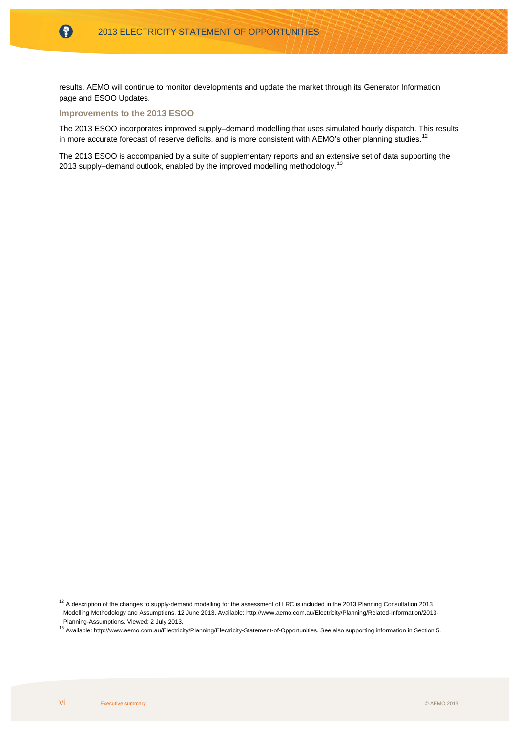results. AEMO will continue to monitor developments and update the market through its Generator Information page and ESOO Updates.

### Improvements to the 2013 ESOO

The 2013 ESOO incorporates improved supply–demand modelling that uses simulated hourly dispatch. This results in more accurate forecast of reserve deficits, and is more consistent with AEMO's other planning studies.[12]

The 2013 ESOO is accompanied by a suite of supplementary reports and an extensive set of data supporting the 2013 supply–demand outlook, enabled by the improved modelling methodology.[13]

[12] A description of the changes to supply-demand modelling for the assessment of LRC is included in the 2013 Planning Consultation 2013 Modelling Methodology and Assumptions. 12 June 2013. Available: http://www.aemo.com.au/Electricity/Planning/Related-Information/2013-Planning-Assumptions. Viewed: 2 July 2013.

[13] Available: http://www.aemo.com.au/Electricity/Planning/Electricity-Statement-of-Opportunities. See also supporting information in Section 5.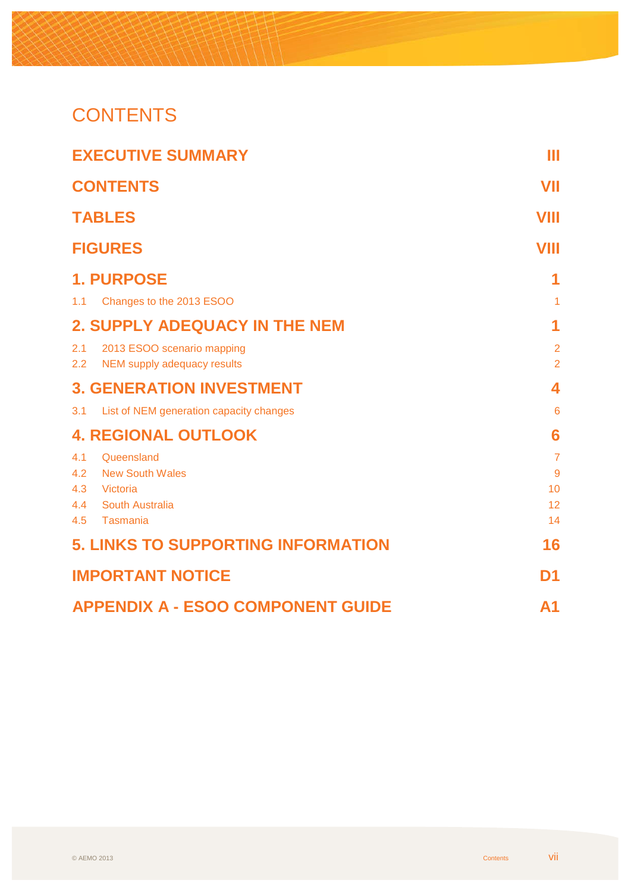# CONTENTS

| | |
|---|---|
| **EXECUTIVE SUMMARY** | **III** |
| **CONTENTS** | **VII** |
| **TABLES** | **VIII** |
| **FIGURES** | **VIII** |
| **1. PURPOSE** | **1** |
| 1.1 Changes to the 2013 ESOO | 1 |
| **2. SUPPLY ADEQUACY IN THE NEM** | **1** |
| 2.1 2013 ESOO scenario mapping | 2 |
| 2.2 NEM supply adequacy results | 2 |
| **3. GENERATION INVESTMENT** | **4** |
| 3.1 List of NEM generation capacity changes | 6 |
| **4. REGIONAL OUTLOOK** | **6** |
| 4.1 Queensland | 7 |
| 4.2 New South Wales | 9 |
| 4.3 Victoria | 10 |
| 4.4 South Australia | 12 |
| 4.5 Tasmania | 14 |
| **5. LINKS TO SUPPORTING INFORMATION** | **16** |
| **IMPORTANT NOTICE** | **D1** |
| **APPENDIX A - ESOO COMPONENT GUIDE** | **A1** |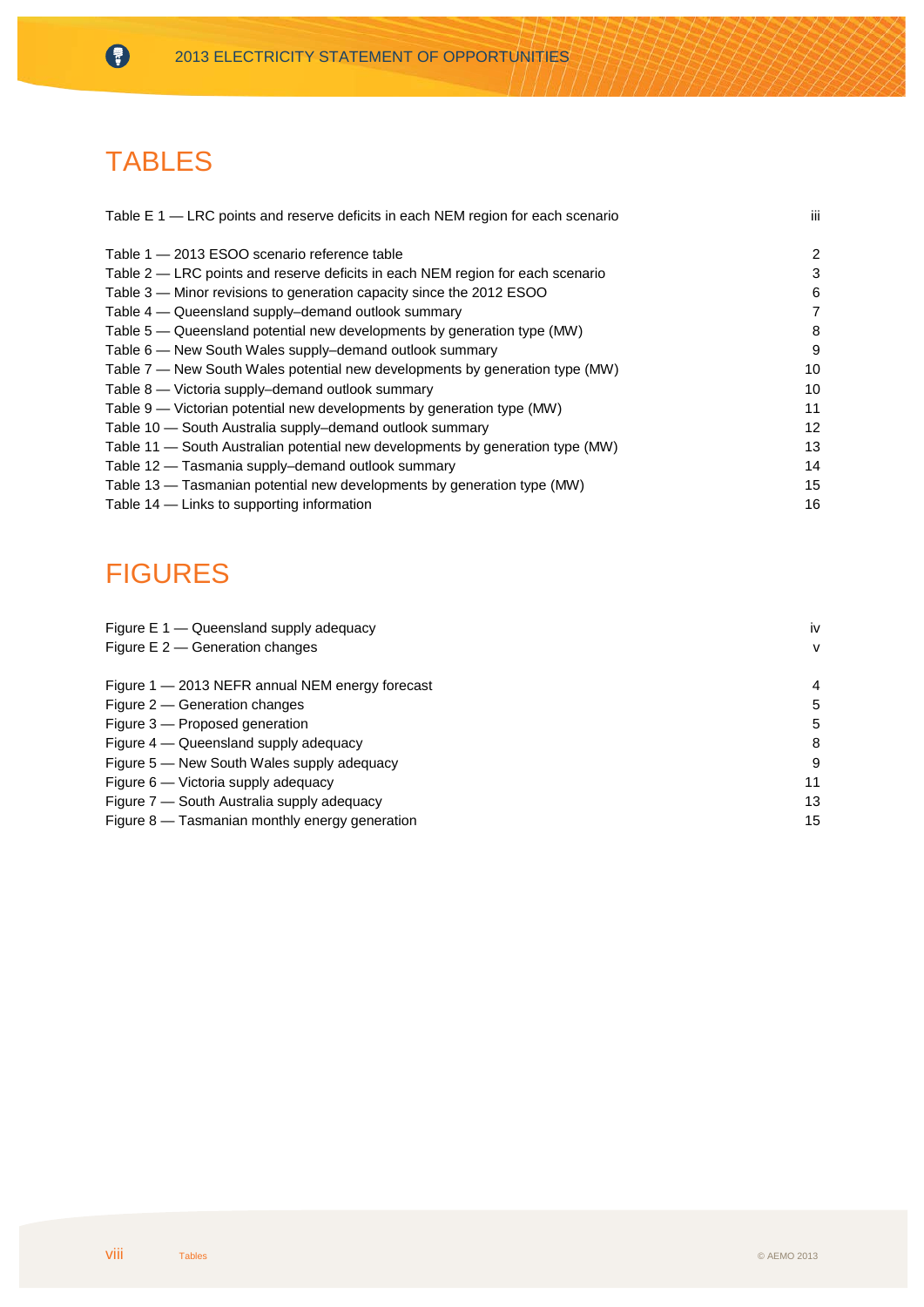# TABLES

Table E 1 — LRC points and reserve deficits in each NEM region for each scenario iii

Table 1 — 2013 ESOO scenario reference table 2
Table 2 — LRC points and reserve deficits in each NEM region for each scenario 3
Table 3 — Minor revisions to generation capacity since the 2012 ESOO 6
Table 4 — Queensland supply–demand outlook summary 7
Table 5 — Queensland potential new developments by generation type (MW) 8
Table 6 — New South Wales supply–demand outlook summary 9
Table 7 — New South Wales potential new developments by generation type (MW) 10
Table 8 — Victoria supply–demand outlook summary 10
Table 9 — Victorian potential new developments by generation type (MW) 11
Table 10 — South Australia supply–demand outlook summary 12
Table 11 — South Australian potential new developments by generation type (MW) 13
Table 12 — Tasmania supply–demand outlook summary 14
Table 13 — Tasmanian potential new developments by generation type (MW) 15
Table 14 — Links to supporting information 16

# FIGURES

Figure E 1 — Queensland supply adequacy iv
Figure E 2 — Generation changes v

Figure 1 — 2013 NEFR annual NEM energy forecast 4
Figure 2 — Generation changes 5
Figure 3 — Proposed generation 5
Figure 4 — Queensland supply adequacy 8
Figure 5 — New South Wales supply adequacy 9
Figure 6 — Victoria supply adequacy 11
Figure 7 — South Australia supply adequacy 13
Figure 8 — Tasmanian monthly energy generation 15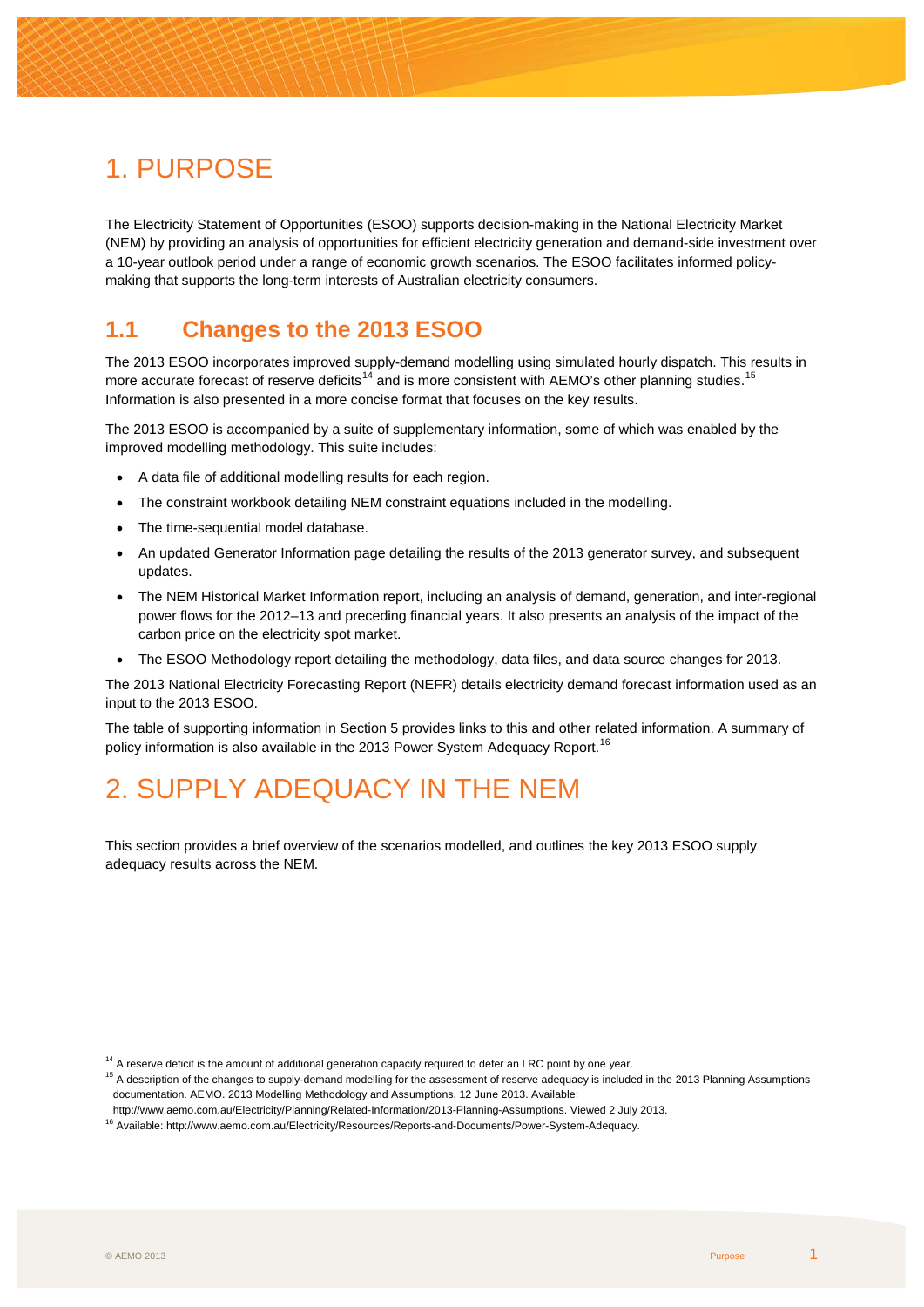# 1. PURPOSE

The Electricity Statement of Opportunities (ESOO) supports decision-making in the National Electricity Market (NEM) by providing an analysis of opportunities for efficient electricity generation and demand-side investment over a 10-year outlook period under a range of economic growth scenarios. The ESOO facilitates informed policy-making that supports the long-term interests of Australian electricity consumers.

## 1.1 Changes to the 2013 ESOO

The 2013 ESOO incorporates improved supply-demand modelling using simulated hourly dispatch. This results in more accurate forecast of reserve deficits[14] and is more consistent with AEMO's other planning studies.[15] Information is also presented in a more concise format that focuses on the key results.

The 2013 ESOO is accompanied by a suite of supplementary information, some of which was enabled by the improved modelling methodology. This suite includes:

- A data file of additional modelling results for each region.
- The constraint workbook detailing NEM constraint equations included in the modelling.
- The time-sequential model database.
- An updated Generator Information page detailing the results of the 2013 generator survey, and subsequent updates.
- The NEM Historical Market Information report, including an analysis of demand, generation, and inter-regional power flows for the 2012–13 and preceding financial years. It also presents an analysis of the impact of the carbon price on the electricity spot market.
- The ESOO Methodology report detailing the methodology, data files, and data source changes for 2013.

The 2013 National Electricity Forecasting Report (NEFR) details electricity demand forecast information used as an input to the 2013 ESOO.

The table of supporting information in Section 5 provides links to this and other related information. A summary of policy information is also available in the 2013 Power System Adequacy Report.[16]

# 2. SUPPLY ADEQUACY IN THE NEM

This section provides a brief overview of the scenarios modelled, and outlines the key 2013 ESOO supply adequacy results across the NEM.

[14] A reserve deficit is the amount of additional generation capacity required to defer an LRC point by one year.

[15] A description of the changes to supply-demand modelling for the assessment of reserve adequacy is included in the 2013 Planning Assumptions documentation. AEMO. 2013 Modelling Methodology and Assumptions. 12 June 2013. Available: http://www.aemo.com.au/Electricity/Planning/Related-Information/2013-Planning-Assumptions. Viewed 2 July 2013.

[16] Available: http://www.aemo.com.au/Electricity/Resources/Reports-and-Documents/Power-System-Adequacy.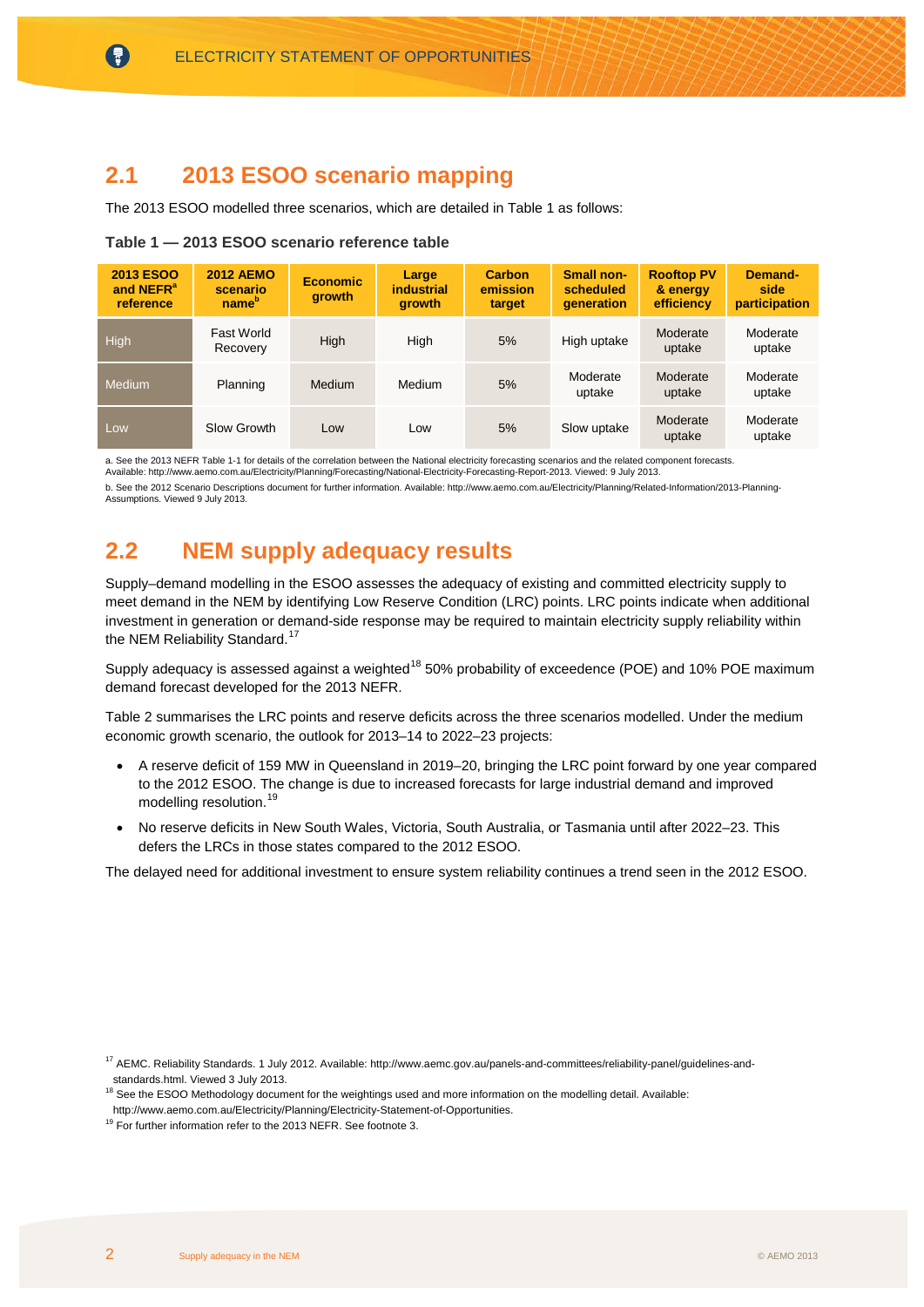## 2.1 2013 ESOO scenario mapping

The 2013 ESOO modelled three scenarios, which are detailed in Table 1 as follows:

**Table 1 — 2013 ESOO scenario reference table**

| 2013 ESOO and NEFR[a] reference | 2012 AEMO scenario name[b] | Economic growth | Large industrial growth | Carbon emission target | Small non-scheduled generation | Rooftop PV & energy efficiency | Demand-side participation |
|---|---|---|---|---|---|---|---|
| High | Fast World Recovery | High | High | 5% | High uptake | Moderate uptake | Moderate uptake |
| Medium | Planning | Medium | Medium | 5% | Moderate uptake | Moderate uptake | Moderate uptake |
| Low | Slow Growth | Low | Low | 5% | Slow uptake | Moderate uptake | Moderate uptake |

a. See the 2013 NEFR Table 1-1 for details of the correlation between the National electricity forecasting scenarios and the related component forecasts. Available: http://www.aemo.com.au/Electricity/Planning/Forecasting/National-Electricity-Forecasting-Report-2013. Viewed: 9 July 2013.

b. See the 2012 Scenario Descriptions document for further information. Available: http://www.aemo.com.au/Electricity/Planning/Related-Information/2013-Planning-Assumptions. Viewed 9 July 2013.

## 2.2 NEM supply adequacy results

Supply–demand modelling in the ESOO assesses the adequacy of existing and committed electricity supply to meet demand in the NEM by identifying Low Reserve Condition (LRC) points. LRC points indicate when additional investment in generation or demand-side response may be required to maintain electricity supply reliability within the NEM Reliability Standard.[17]

Supply adequacy is assessed against a weighted[18] 50% probability of exceedence (POE) and 10% POE maximum demand forecast developed for the 2013 NEFR.

Table 2 summarises the LRC points and reserve deficits across the three scenarios modelled. Under the medium economic growth scenario, the outlook for 2013–14 to 2022–23 projects:

- A reserve deficit of 159 MW in Queensland in 2019–20, bringing the LRC point forward by one year compared to the 2012 ESOO. The change is due to increased forecasts for large industrial demand and improved modelling resolution.[19]
- No reserve deficits in New South Wales, Victoria, South Australia, or Tasmania until after 2022–23. This defers the LRCs in those states compared to the 2012 ESOO.

The delayed need for additional investment to ensure system reliability continues a trend seen in the 2012 ESOO.

[17] AEMC. Reliability Standards. 1 July 2012. Available: http://www.aemc.gov.au/panels-and-committees/reliability-panel/guidelines-and-standards.html. Viewed 3 July 2013.

[18] See the ESOO Methodology document for the weightings used and more information on the modelling detail. Available: http://www.aemo.com.au/Electricity/Planning/Electricity-Statement-of-Opportunities.

[19] For further information refer to the 2013 NEFR. See footnote 3.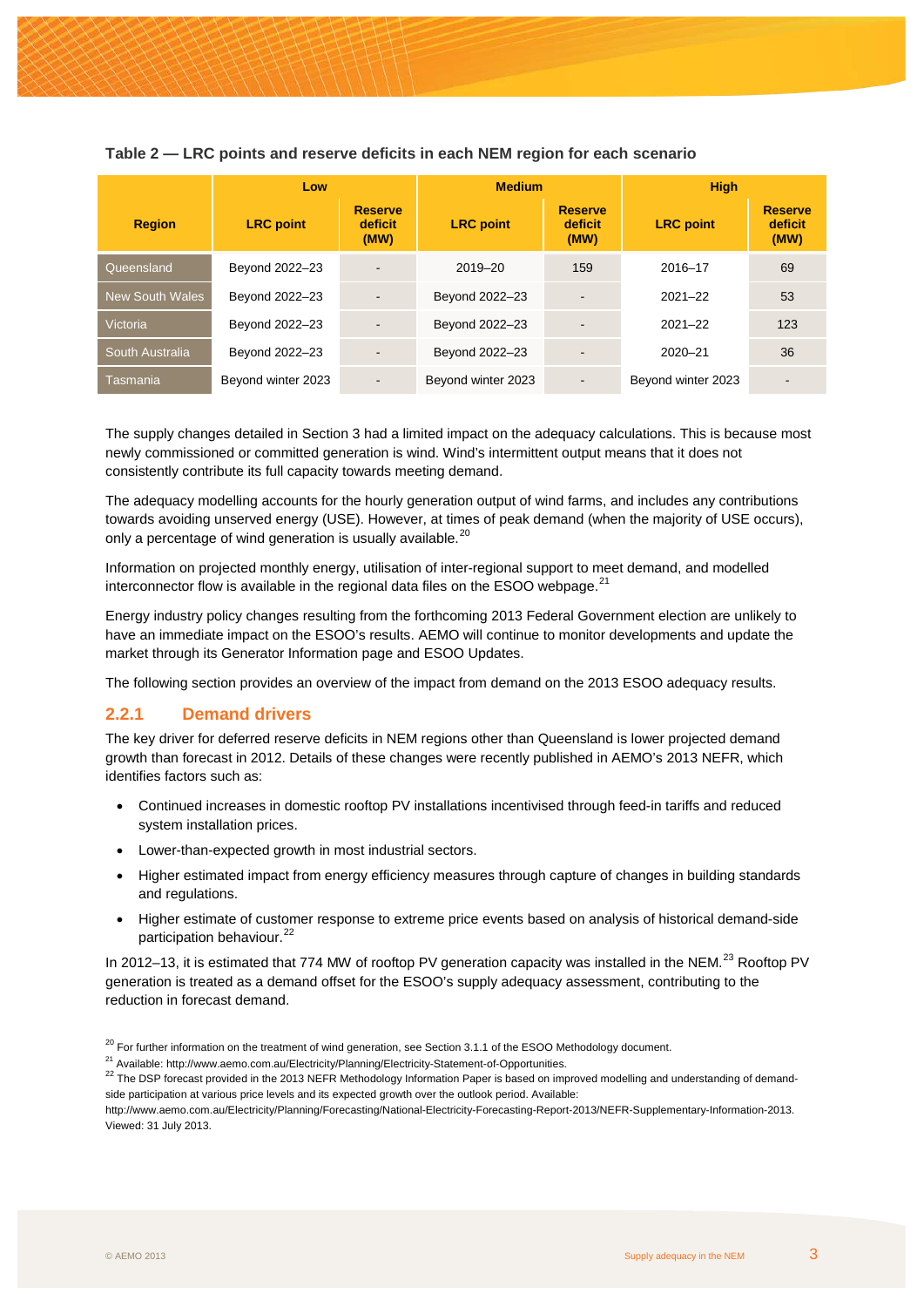**Table 2 — LRC points and reserve deficits in each NEM region for each scenario**

| Region | Low | | Medium | | High | |
|---|---|---|---|---|---|---|
| | LRC point | Reserve deficit (MW) | LRC point | Reserve deficit (MW) | LRC point | Reserve deficit (MW) |
| Queensland | Beyond 2022–23 | - | 2019–20 | 159 | 2016–17 | 69 |
| New South Wales | Beyond 2022–23 | - | Beyond 2022–23 | - | 2021–22 | 53 |
| Victoria | Beyond 2022–23 | - | Beyond 2022–23 | - | 2021–22 | 123 |
| South Australia | Beyond 2022–23 | - | Beyond 2022–23 | - | 2020–21 | 36 |
| Tasmania | Beyond winter 2023 | - | Beyond winter 2023 | - | Beyond winter 2023 | - |

The supply changes detailed in Section 3 had a limited impact on the adequacy calculations. This is because most newly commissioned or committed generation is wind. Wind's intermittent output means that it does not consistently contribute its full capacity towards meeting demand.

The adequacy modelling accounts for the hourly generation output of wind farms, and includes any contributions towards avoiding unserved energy (USE). However, at times of peak demand (when the majority of USE occurs), only a percentage of wind generation is usually available.[20]

Information on projected monthly energy, utilisation of inter-regional support to meet demand, and modelled interconnector flow is available in the regional data files on the ESOO webpage.[21]

Energy industry policy changes resulting from the forthcoming 2013 Federal Government election are unlikely to have an immediate impact on the ESOO's results. AEMO will continue to monitor developments and update the market through its Generator Information page and ESOO Updates.

The following section provides an overview of the impact from demand on the 2013 ESOO adequacy results.

### 2.2.1 Demand drivers

The key driver for deferred reserve deficits in NEM regions other than Queensland is lower projected demand growth than forecast in 2012. Details of these changes were recently published in AEMO's 2013 NEFR, which identifies factors such as:

- Continued increases in domestic rooftop PV installations incentivised through feed-in tariffs and reduced system installation prices.
- Lower-than-expected growth in most industrial sectors.
- Higher estimated impact from energy efficiency measures through capture of changes in building standards and regulations.
- Higher estimate of customer response to extreme price events based on analysis of historical demand-side participation behaviour.[22]

In 2012–13, it is estimated that 774 MW of rooftop PV generation capacity was installed in the NEM.[23] Rooftop PV generation is treated as a demand offset for the ESOO's supply adequacy assessment, contributing to the reduction in forecast demand.

[20] For further information on the treatment of wind generation, see Section 3.1.1 of the ESOO Methodology document.

[21] Available: http://www.aemo.com.au/Electricity/Planning/Electricity-Statement-of-Opportunities.

[22] The DSP forecast provided in the 2013 NEFR Methodology Information Paper is based on improved modelling and understanding of demand-side participation at various price levels and its expected growth over the outlook period. Available: http://www.aemo.com.au/Electricity/Planning/Forecasting/National-Electricity-Forecasting-Report-2013/NEFR-Supplementary-Information-2013. Viewed: 31 July 2013.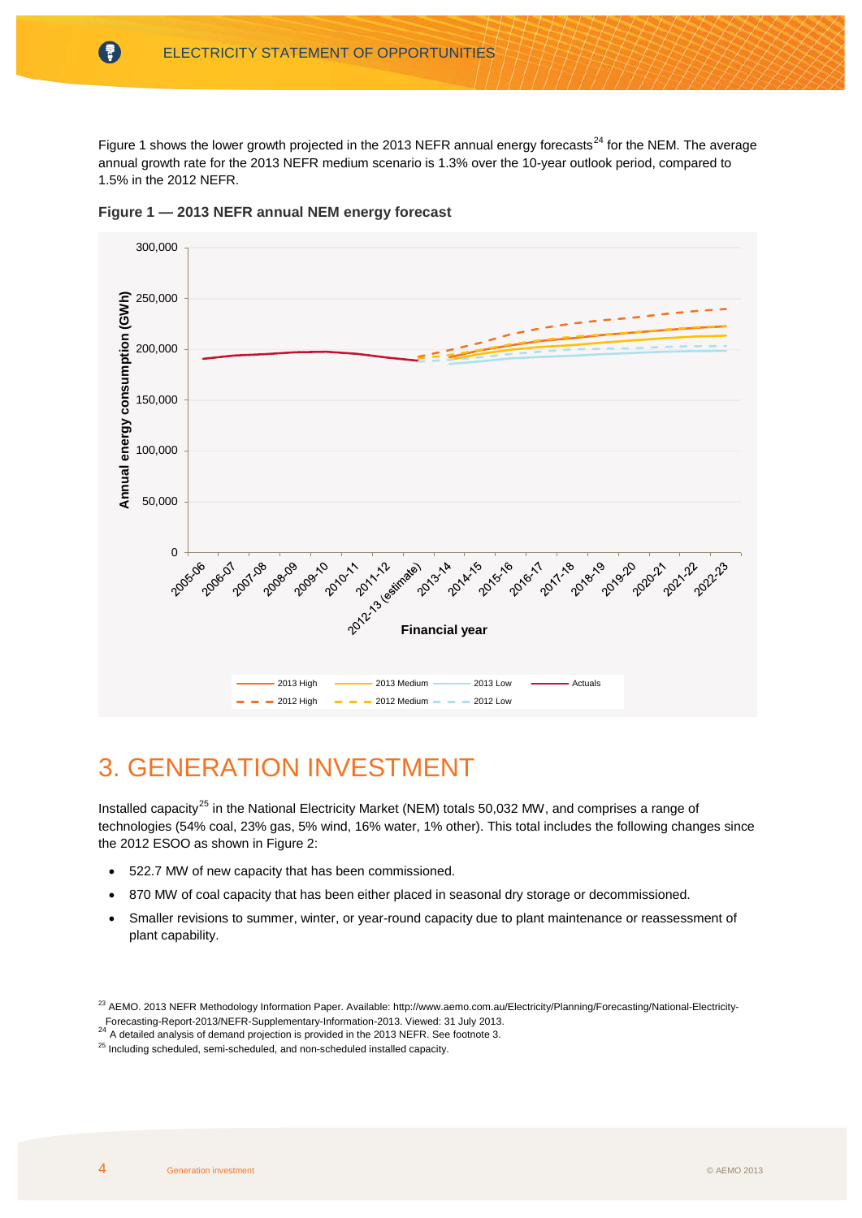Figure 1 shows the lower growth projected in the 2013 NEFR annual energy forecasts[24] for the NEM. The average annual growth rate for the 2013 NEFR medium scenario is 1.3% over the 10-year outlook period, compared to 1.5% in the 2012 NEFR.

**Figure 1 — 2013 NEFR annual NEM energy forecast**

# 3. GENERATION INVESTMENT

Installed capacity[25] in the National Electricity Market (NEM) totals 50,032 MW, and comprises a range of technologies (54% coal, 23% gas, 5% wind, 16% water, 1% other). This total includes the following changes since the 2012 ESOO as shown in Figure 2:

- 522.7 MW of new capacity that has been commissioned.
- 870 MW of coal capacity that has been either placed in seasonal dry storage or decommissioned.
- Smaller revisions to summer, winter, or year-round capacity due to plant maintenance or reassessment of plant capability.

[23] AEMO. 2013 NEFR Methodology Information Paper. Available: http://www.aemo.com.au/Electricity/Planning/Forecasting/National-Electricity-Forecasting-Report-2013/NEFR-Supplementary-Information-2013. Viewed: 31 July 2013.

[24] A detailed analysis of demand projection is provided in the 2013 NEFR. See footnote 3.

[25] Including scheduled, semi-scheduled, and non-scheduled installed capacity.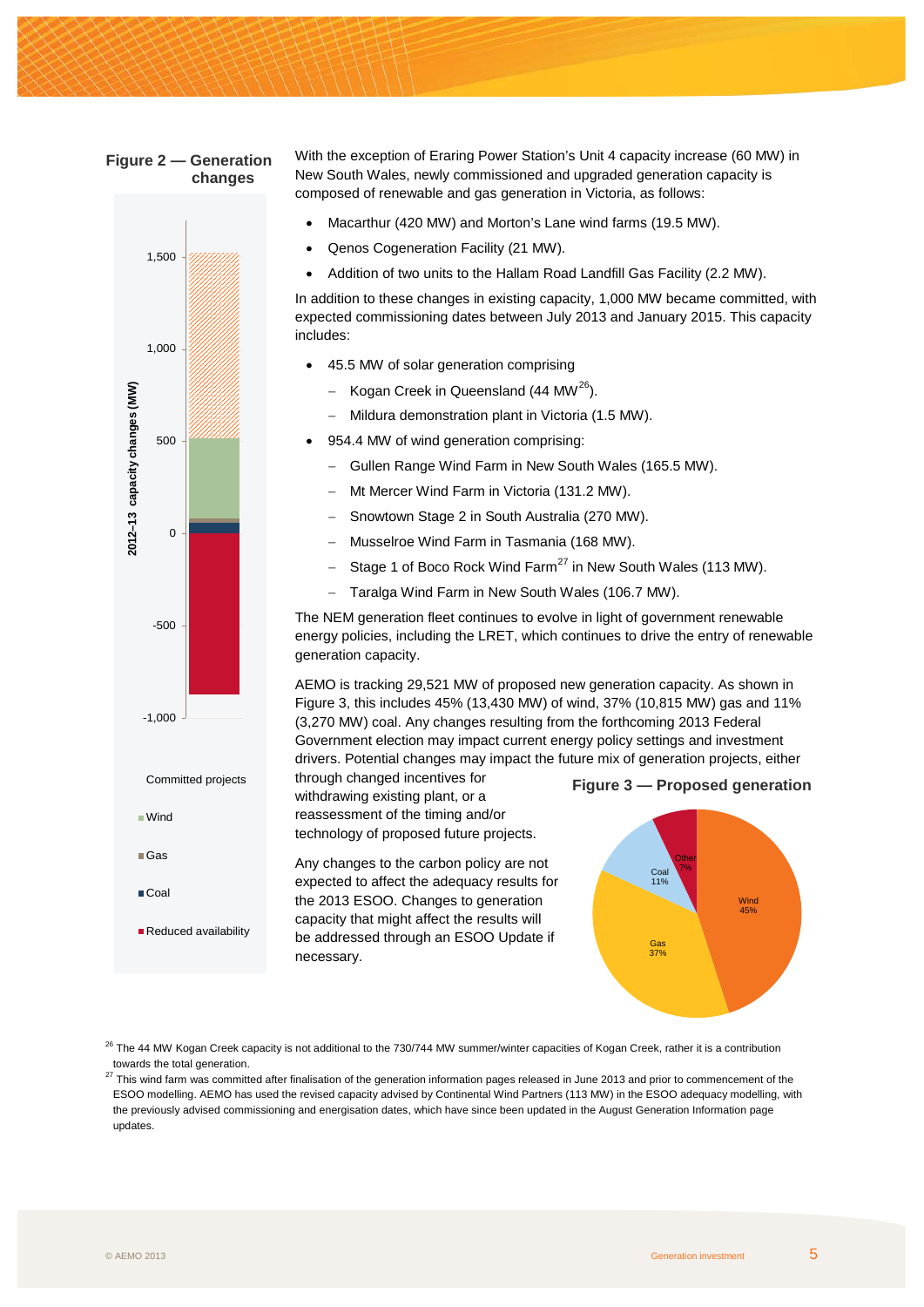**Figure 2 — Generation changes**

With the exception of Eraring Power Station's Unit 4 capacity increase (60 MW) in New South Wales, newly commissioned and upgraded generation capacity is composed of renewable and gas generation in Victoria, as follows:

- Macarthur (420 MW) and Morton's Lane wind farms (19.5 MW).
- Qenos Cogeneration Facility (21 MW).
- Addition of two units to the Hallam Road Landfill Gas Facility (2.2 MW).

In addition to these changes in existing capacity, 1,000 MW became committed, with expected commissioning dates between July 2013 and January 2015. This capacity includes:

- 45.5 MW of solar generation comprising
  - Kogan Creek in Queensland (44 MW[26]).
  - Mildura demonstration plant in Victoria (1.5 MW).
- 954.4 MW of wind generation comprising:
  - Gullen Range Wind Farm in New South Wales (165.5 MW).
  - Mt Mercer Wind Farm in Victoria (131.2 MW).
  - Snowtown Stage 2 in South Australia (270 MW).
  - Musselroe Wind Farm in Tasmania (168 MW).
  - Stage 1 of Boco Rock Wind Farm[27] in New South Wales (113 MW).
  - Taralga Wind Farm in New South Wales (106.7 MW).

The NEM generation fleet continues to evolve in light of government renewable energy policies, including the LRET, which continues to drive the entry of renewable generation capacity.

AEMO is tracking 29,521 MW of proposed new generation capacity. As shown in Figure 3, this includes 45% (13,430 MW) of wind, 37% (10,815 MW) gas and 11% (3,270 MW) coal. Any changes resulting from the forthcoming 2013 Federal Government election may impact current energy policy settings and investment drivers. Potential changes may impact the future mix of generation projects, either through changed incentives for withdrawing existing plant, or a reassessment of the timing and/or technology of proposed future projects.

Any changes to the carbon policy are not expected to affect the adequacy results for the 2013 ESOO. Changes to generation capacity that might affect the results will be addressed through an ESOO Update if necessary.

**Figure 3 — Proposed generation**

[26] The 44 MW Kogan Creek capacity is not additional to the 730/744 MW summer/winter capacities of Kogan Creek, rather it is a contribution towards the total generation.

[27] This wind farm was committed after finalisation of the generation information pages released in June 2013 and prior to commencement of the ESOO modelling. AEMO has used the revised capacity advised by Continental Wind Partners (113 MW) in the ESOO adequacy modelling, with the previously advised commissioning and energisation dates, which have since been updated in the August Generation Information page updates.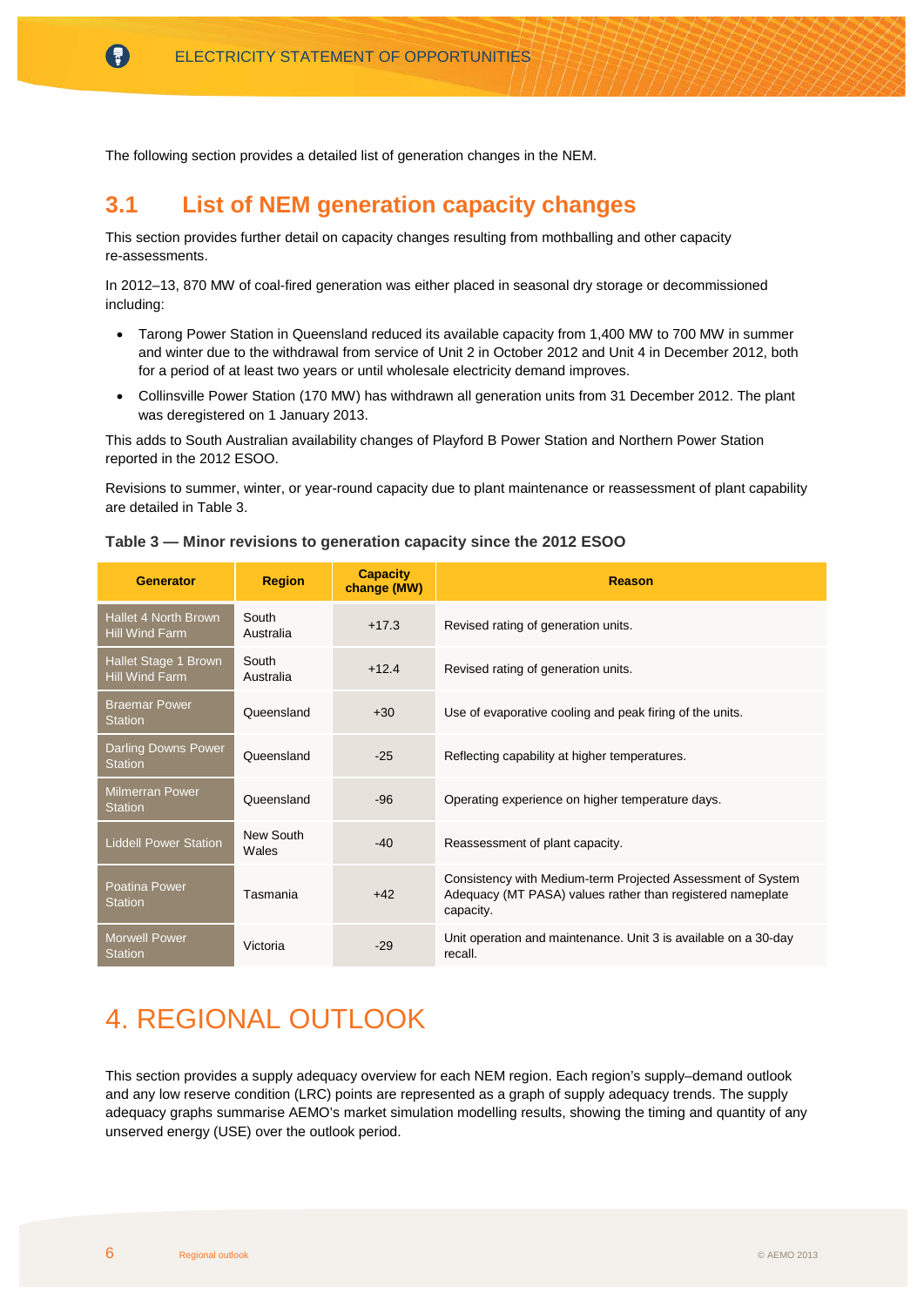The following section provides a detailed list of generation changes in the NEM.

## 3.1 List of NEM generation capacity changes

This section provides further detail on capacity changes resulting from mothballing and other capacity re-assessments.

In 2012–13, 870 MW of coal-fired generation was either placed in seasonal dry storage or decommissioned including:

- Tarong Power Station in Queensland reduced its available capacity from 1,400 MW to 700 MW in summer and winter due to the withdrawal from service of Unit 2 in October 2012 and Unit 4 in December 2012, both for a period of at least two years or until wholesale electricity demand improves.
- Collinsville Power Station (170 MW) has withdrawn all generation units from 31 December 2012. The plant was deregistered on 1 January 2013.

This adds to South Australian availability changes of Playford B Power Station and Northern Power Station reported in the 2012 ESOO.

Revisions to summer, winter, or year-round capacity due to plant maintenance or reassessment of plant capability are detailed in Table 3.

**Table 3 — Minor revisions to generation capacity since the 2012 ESOO**

| Generator | Region | Capacity change (MW) | Reason |
|---|---|---|---|
| Hallet 4 North Brown Hill Wind Farm | South Australia | +17.3 | Revised rating of generation units. |
| Hallet Stage 1 Brown Hill Wind Farm | South Australia | +12.4 | Revised rating of generation units. |
| Braemar Power Station | Queensland | +30 | Use of evaporative cooling and peak firing of the units. |
| Darling Downs Power Station | Queensland | -25 | Reflecting capability at higher temperatures. |
| Milmerran Power Station | Queensland | -96 | Operating experience on higher temperature days. |
| Liddell Power Station | New South Wales | -40 | Reassessment of plant capacity. |
| Poatina Power Station | Tasmania | +42 | Consistency with Medium-term Projected Assessment of System Adequacy (MT PASA) values rather than registered nameplate capacity. |
| Morwell Power Station | Victoria | -29 | Unit operation and maintenance. Unit 3 is available on a 30-day recall. |

# 4. REGIONAL OUTLOOK

This section provides a supply adequacy overview for each NEM region. Each region's supply–demand outlook and any low reserve condition (LRC) points are represented as a graph of supply adequacy trends. The supply adequacy graphs summarise AEMO's market simulation modelling results, showing the timing and quantity of any unserved energy (USE) over the outlook period.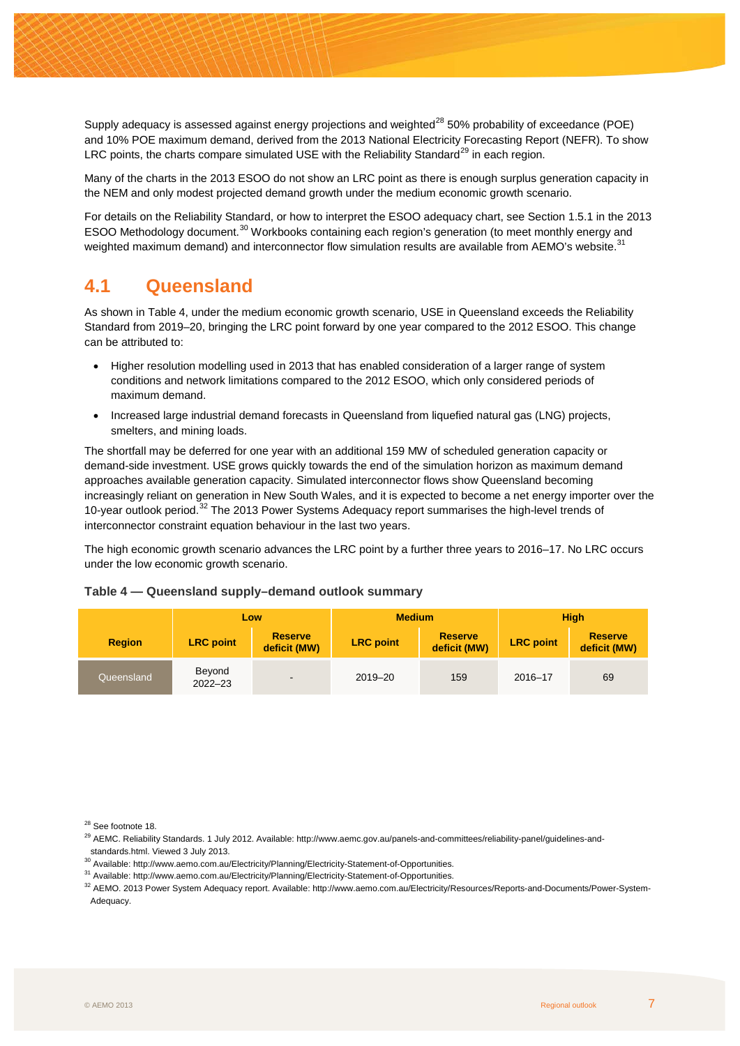Supply adequacy is assessed against energy projections and weighted[28] 50% probability of exceedance (POE) and 10% POE maximum demand, derived from the 2013 National Electricity Forecasting Report (NEFR). To show LRC points, the charts compare simulated USE with the Reliability Standard[29] in each region.

Many of the charts in the 2013 ESOO do not show an LRC point as there is enough surplus generation capacity in the NEM and only modest projected demand growth under the medium economic growth scenario.

For details on the Reliability Standard, or how to interpret the ESOO adequacy chart, see Section 1.5.1 in the 2013 ESOO Methodology document.[30] Workbooks containing each region's generation (to meet monthly energy and weighted maximum demand) and interconnector flow simulation results are available from AEMO's website.[31]

## 4.1 Queensland

As shown in Table 4, under the medium economic growth scenario, USE in Queensland exceeds the Reliability Standard from 2019–20, bringing the LRC point forward by one year compared to the 2012 ESOO. This change can be attributed to:

- Higher resolution modelling used in 2013 that has enabled consideration of a larger range of system conditions and network limitations compared to the 2012 ESOO, which only considered periods of maximum demand.
- Increased large industrial demand forecasts in Queensland from liquefied natural gas (LNG) projects, smelters, and mining loads.

The shortfall may be deferred for one year with an additional 159 MW of scheduled generation capacity or demand-side investment. USE grows quickly towards the end of the simulation horizon as maximum demand approaches available generation capacity. Simulated interconnector flows show Queensland becoming increasingly reliant on generation in New South Wales, and it is expected to become a net energy importer over the 10-year outlook period.[32] The 2013 Power Systems Adequacy report summarises the high-level trends of interconnector constraint equation behaviour in the last two years.

The high economic growth scenario advances the LRC point by a further three years to 2016–17. No LRC occurs under the low economic growth scenario.

**Table 4 — Queensland supply–demand outlook summary**

| Region | Low | | Medium | | High | |
|---|---|---|---|---|---|---|
| | LRC point | Reserve deficit (MW) | LRC point | Reserve deficit (MW) | LRC point | Reserve deficit (MW) |
| Queensland | Beyond 2022–23 | - | 2019–20 | 159 | 2016–17 | 69 |

[28] See footnote 18.

[29] AEMC. Reliability Standards. 1 July 2012. Available: http://www.aemc.gov.au/panels-and-committees/reliability-panel/guidelines-and-standards.html. Viewed 3 July 2013.

[30] Available: http://www.aemo.com.au/Electricity/Planning/Electricity-Statement-of-Opportunities.

[31] Available: http://www.aemo.com.au/Electricity/Planning/Electricity-Statement-of-Opportunities.

[32] AEMO. 2013 Power System Adequacy report. Available: http://www.aemo.com.au/Electricity/Resources/Reports-and-Documents/Power-System-Adequacy.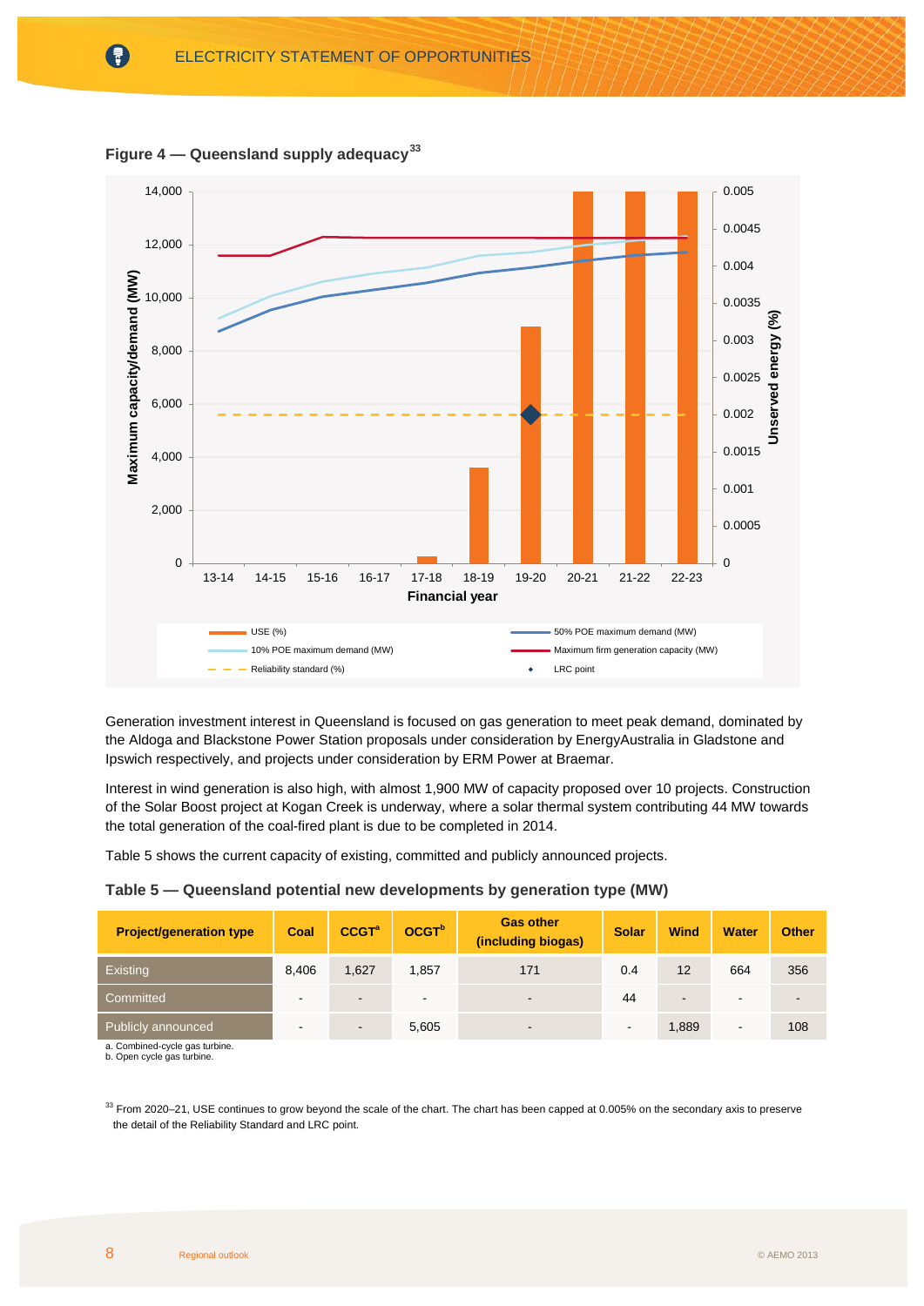**Figure 4 — Queensland supply adequacy**[33]

Generation investment interest in Queensland is focused on gas generation to meet peak demand, dominated by the Aldoga and Blackstone Power Station proposals under consideration by EnergyAustralia in Gladstone and Ipswich respectively, and projects under consideration by ERM Power at Braemar.

Interest in wind generation is also high, with almost 1,900 MW of capacity proposed over 10 projects. Construction of the Solar Boost project at Kogan Creek is underway, where a solar thermal system contributing 44 MW towards the total generation of the coal-fired plant is due to be completed in 2014.

Table 5 shows the current capacity of existing, committed and publicly announced projects.

**Table 5 — Queensland potential new developments by generation type (MW)**

| Project/generation type | Coal | CCGT[a] | OCGT[b] | Gas other (including biogas) | Solar | Wind | Water | Other |
|---|---|---|---|---|---|---|---|---|
| Existing | 8,406 | 1,627 | 1,857 | 171 | 0.4 | 12 | 664 | 356 |
| Committed | - | - | - | - | 44 | - | - | - |
| Publicly announced | - | - | 5,605 | - | - | 1,889 | - | 108 |

a. Combined-cycle gas turbine.
b. Open cycle gas turbine.

[33] From 2020–21, USE continues to grow beyond the scale of the chart. The chart has been capped at 0.005% on the secondary axis to preserve the detail of the Reliability Standard and LRC point.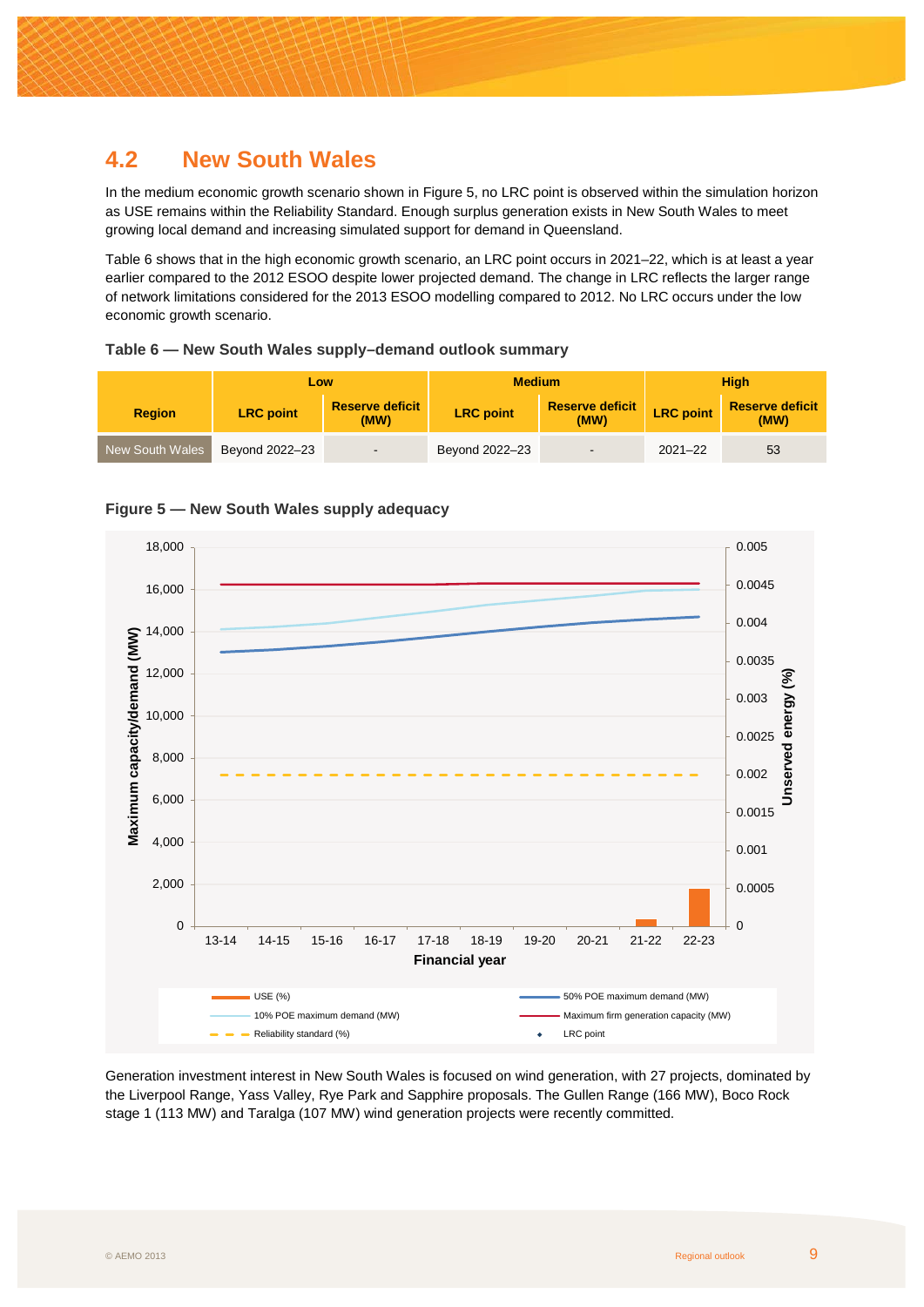## 4.2 New South Wales

In the medium economic growth scenario shown in Figure 5, no LRC point is observed within the simulation horizon as USE remains within the Reliability Standard. Enough surplus generation exists in New South Wales to meet growing local demand and increasing simulated support for demand in Queensland.

Table 6 shows that in the high economic growth scenario, an LRC point occurs in 2021–22, which is at least a year earlier compared to the 2012 ESOO despite lower projected demand. The change in LRC reflects the larger range of network limitations considered for the 2013 ESOO modelling compared to 2012. No LRC occurs under the low economic growth scenario.

**Table 6 — New South Wales supply–demand outlook summary**

| Region | Low | | Medium | | High | |
|---|---|---|---|---|---|---|
| | LRC point | Reserve deficit (MW) | LRC point | Reserve deficit (MW) | LRC point | Reserve deficit (MW) |
| New South Wales | Beyond 2022–23 | - | Beyond 2022–23 | - | 2021–22 | 53 |

**Figure 5 — New South Wales supply adequacy**

Generation investment interest in New South Wales is focused on wind generation, with 27 projects, dominated by the Liverpool Range, Yass Valley, Rye Park and Sapphire proposals. The Gullen Range (166 MW), Boco Rock stage 1 (113 MW) and Taralga (107 MW) wind generation projects were recently committed.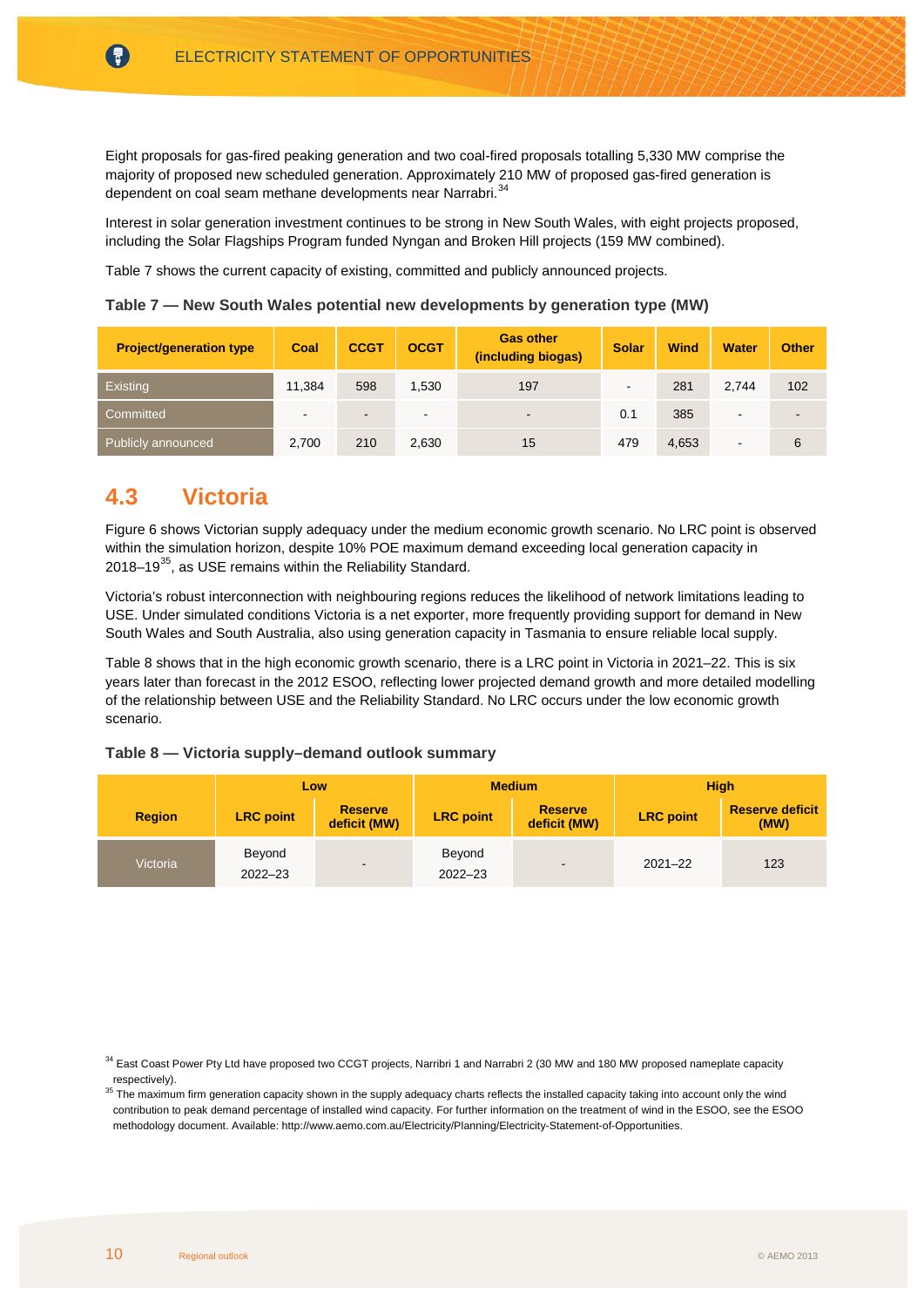Eight proposals for gas-fired peaking generation and two coal-fired proposals totalling 5,330 MW comprise the majority of proposed new scheduled generation. Approximately 210 MW of proposed gas-fired generation is dependent on coal seam methane developments near Narrabri.[34]

Interest in solar generation investment continues to be strong in New South Wales, with eight projects proposed, including the Solar Flagships Program funded Nyngan and Broken Hill projects (159 MW combined).

Table 7 shows the current capacity of existing, committed and publicly announced projects.

**Table 7 — New South Wales potential new developments by generation type (MW)**

| Project/generation type | Coal | CCGT | OCGT | Gas other (including biogas) | Solar | Wind | Water | Other |
|---|---|---|---|---|---|---|---|---|
| Existing | 11,384 | 598 | 1,530 | 197 | - | 281 | 2,744 | 102 |
| Committed | - | - | - | - | 0.1 | 385 | - | - |
| Publicly announced | 2,700 | 210 | 2,630 | 15 | 479 | 4,653 | - | 6 |

## 4.3 Victoria

Figure 6 shows Victorian supply adequacy under the medium economic growth scenario. No LRC point is observed within the simulation horizon, despite 10% POE maximum demand exceeding local generation capacity in 2018–19[35], as USE remains within the Reliability Standard.

Victoria's robust interconnection with neighbouring regions reduces the likelihood of network limitations leading to USE. Under simulated conditions Victoria is a net exporter, more frequently providing support for demand in New South Wales and South Australia, also using generation capacity in Tasmania to ensure reliable local supply.

Table 8 shows that in the high economic growth scenario, there is a LRC point in Victoria in 2021–22. This is six years later than forecast in the 2012 ESOO, reflecting lower projected demand growth and more detailed modelling of the relationship between USE and the Reliability Standard. No LRC occurs under the low economic growth scenario.

**Table 8 — Victoria supply–demand outlook summary**

| Region | Low | | Medium | | High | |
|---|---|---|---|---|---|---|
| | LRC point | Reserve deficit (MW) | LRC point | Reserve deficit (MW) | LRC point | Reserve deficit (MW) |
| Victoria | Beyond 2022–23 | - | Beyond 2022–23 | - | 2021–22 | 123 |

[34] East Coast Power Pty Ltd have proposed two CCGT projects, Narribri 1 and Narrabri 2 (30 MW and 180 MW proposed nameplate capacity respectively).

[35] The maximum firm generation capacity shown in the supply adequacy charts reflects the installed capacity taking into account only the wind contribution to peak demand percentage of installed wind capacity. For further information on the treatment of wind in the ESOO, see the ESOO methodology document. Available: http://www.aemo.com.au/Electricity/Planning/Electricity-Statement-of-Opportunities.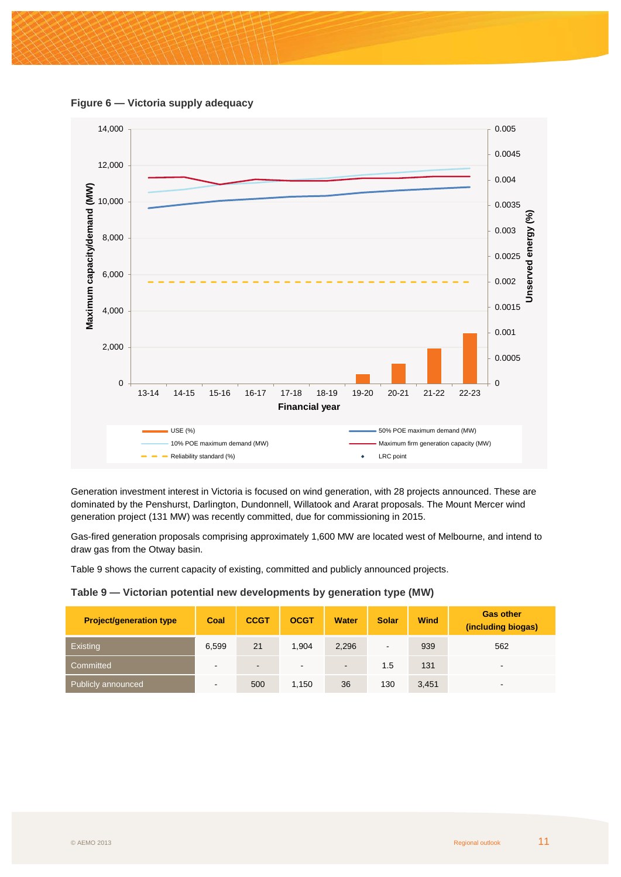**Figure 6 — Victoria supply adequacy**

Generation investment interest in Victoria is focused on wind generation, with 28 projects announced. These are dominated by the Penshurst, Darlington, Dundonnell, Willatook and Ararat proposals. The Mount Mercer wind generation project (131 MW) was recently committed, due for commissioning in 2015.

Gas-fired generation proposals comprising approximately 1,600 MW are located west of Melbourne, and intend to draw gas from the Otway basin.

Table 9 shows the current capacity of existing, committed and publicly announced projects.

**Table 9 — Victorian potential new developments by generation type (MW)**

| Project/generation type | Coal | CCGT | OCGT | Water | Solar | Wind | Gas other (including biogas) |
|---|---|---|---|---|---|---|---|
| Existing | 6,599 | 21 | 1,904 | 2,296 | - | 939 | 562 |
| Committed | - | - | - | - | 1.5 | 131 | - |
| Publicly announced | - | 500 | 1,150 | 36 | 130 | 3,451 | - |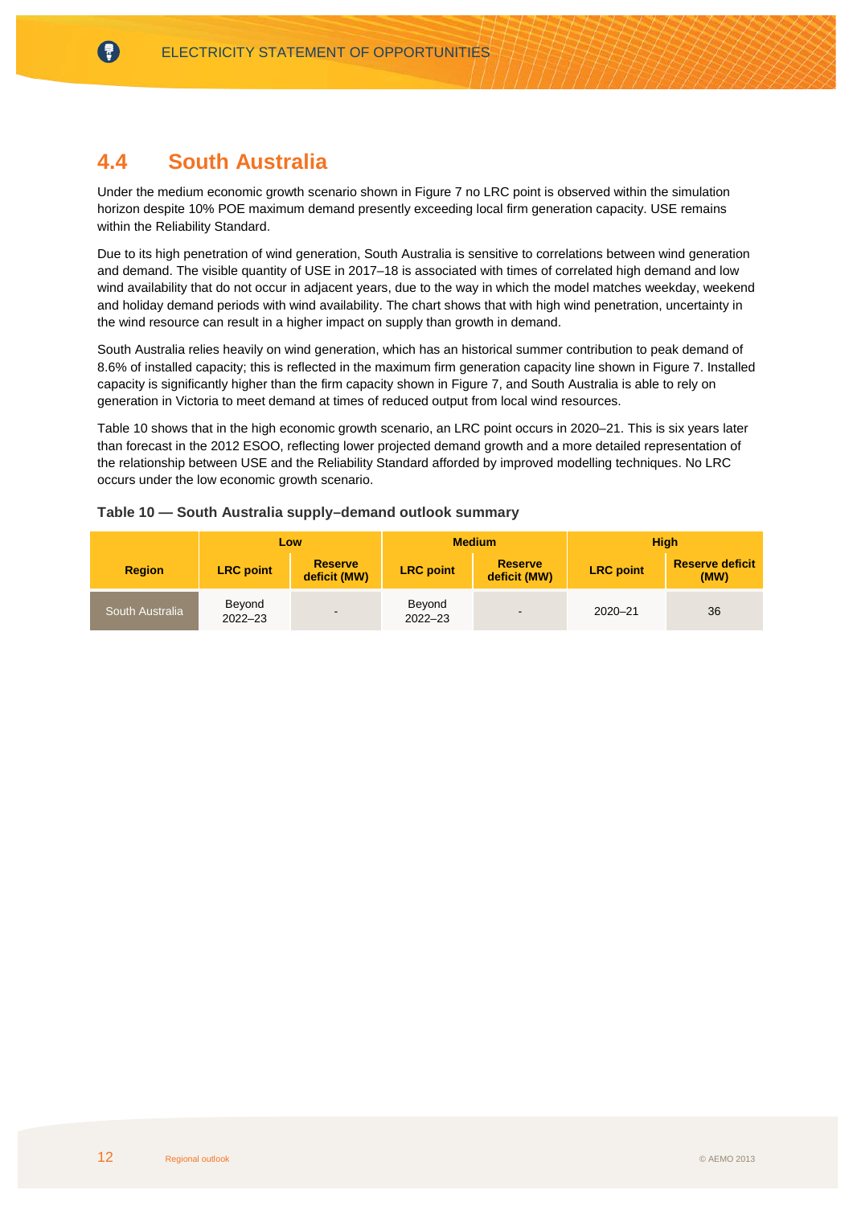## 4.4 South Australia

Under the medium economic growth scenario shown in Figure 7 no LRC point is observed within the simulation horizon despite 10% POE maximum demand presently exceeding local firm generation capacity. USE remains within the Reliability Standard.

Due to its high penetration of wind generation, South Australia is sensitive to correlations between wind generation and demand. The visible quantity of USE in 2017–18 is associated with times of correlated high demand and low wind availability that do not occur in adjacent years, due to the way in which the model matches weekday, weekend and holiday demand periods with wind availability. The chart shows that with high wind penetration, uncertainty in the wind resource can result in a higher impact on supply than growth in demand.

South Australia relies heavily on wind generation, which has an historical summer contribution to peak demand of 8.6% of installed capacity; this is reflected in the maximum firm generation capacity line shown in Figure 7. Installed capacity is significantly higher than the firm capacity shown in Figure 7, and South Australia is able to rely on generation in Victoria to meet demand at times of reduced output from local wind resources.

Table 10 shows that in the high economic growth scenario, an LRC point occurs in 2020–21. This is six years later than forecast in the 2012 ESOO, reflecting lower projected demand growth and a more detailed representation of the relationship between USE and the Reliability Standard afforded by improved modelling techniques. No LRC occurs under the low economic growth scenario.

**Table 10 — South Australia supply–demand outlook summary**

| | Low | | Medium | | High | |
|---|---|---|---|---|---|---|
| **Region** | **LRC point** | **Reserve deficit (MW)** | **LRC point** | **Reserve deficit (MW)** | **LRC point** | **Reserve deficit (MW)** |
| South Australia | Beyond 2022–23 | - | Beyond 2022–23 | - | 2020–21 | 36 |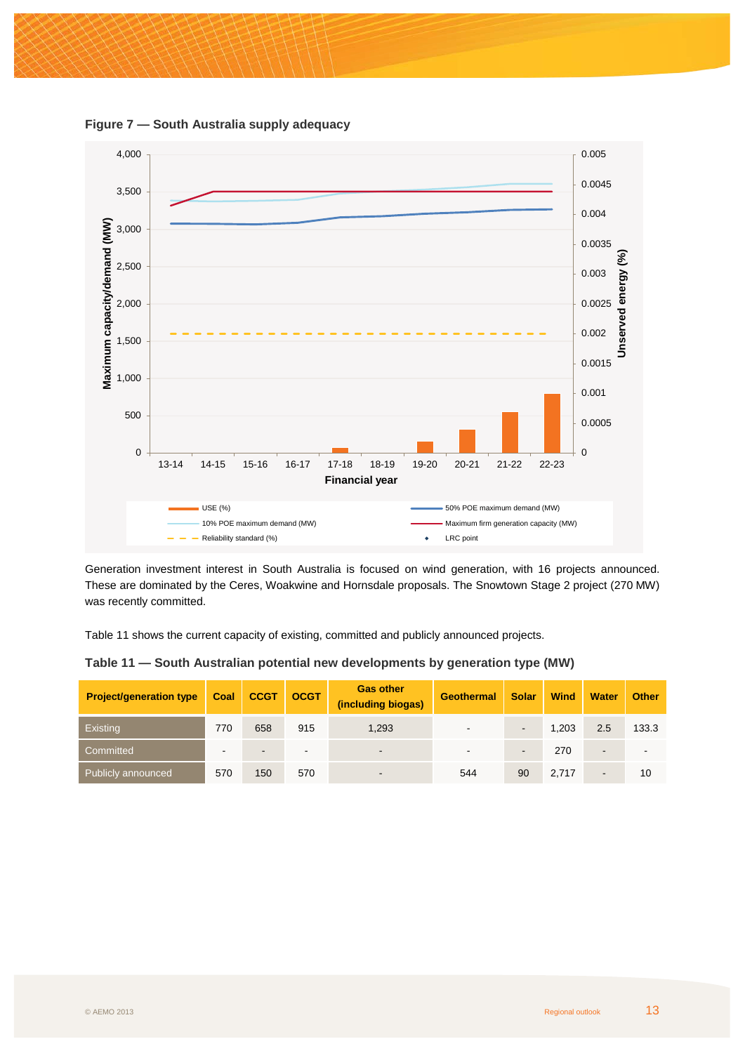**Figure 7 — South Australia supply adequacy**

Generation investment interest in South Australia is focused on wind generation, with 16 projects announced. These are dominated by the Ceres, Woakwine and Hornsdale proposals. The Snowtown Stage 2 project (270 MW) was recently committed.

Table 11 shows the current capacity of existing, committed and publicly announced projects.

**Table 11 — South Australian potential new developments by generation type (MW)**

| Project/generation type | Coal | CCGT | OCGT | Gas other (including biogas) | Geothermal | Solar | Wind | Water | Other |
|---|---|---|---|---|---|---|---|---|---|
| Existing | 770 | 658 | 915 | 1,293 | - | - | 1,203 | 2.5 | 133.3 |
| Committed | - | - | - | - | - | - | 270 | - | - |
| Publicly announced | 570 | 150 | 570 | - | 544 | 90 | 2,717 | - | 10 |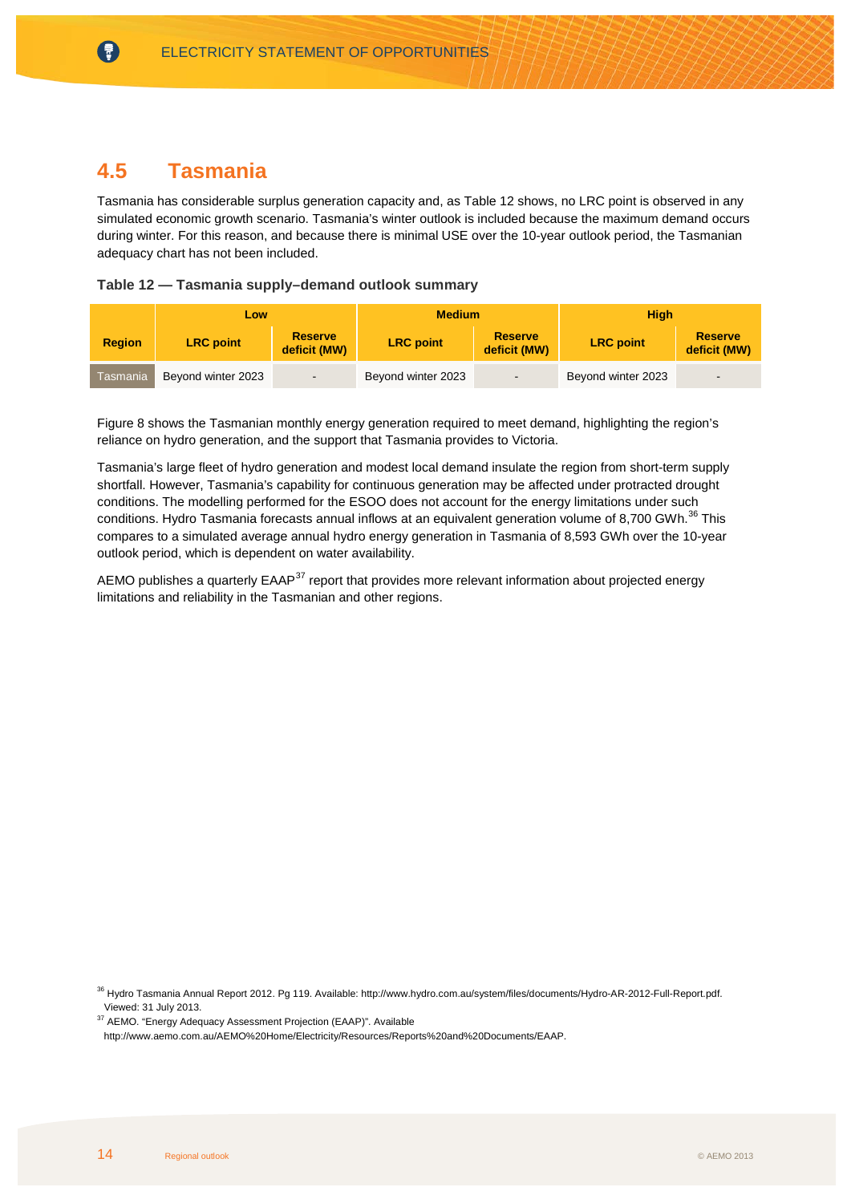## 4.5 Tasmania

Tasmania has considerable surplus generation capacity and, as Table 12 shows, no LRC point is observed in any simulated economic growth scenario. Tasmania's winter outlook is included because the maximum demand occurs during winter. For this reason, and because there is minimal USE over the 10-year outlook period, the Tasmanian adequacy chart has not been included.

**Table 12 — Tasmania supply–demand outlook summary**

| | Low | | Medium | | High | |
|---|---|---|---|---|---|---|
| **Region** | **LRC point** | **Reserve deficit (MW)** | **LRC point** | **Reserve deficit (MW)** | **LRC point** | **Reserve deficit (MW)** |
| Tasmania | Beyond winter 2023 | - | Beyond winter 2023 | - | Beyond winter 2023 | - |

Figure 8 shows the Tasmanian monthly energy generation required to meet demand, highlighting the region's reliance on hydro generation, and the support that Tasmania provides to Victoria.

Tasmania's large fleet of hydro generation and modest local demand insulate the region from short-term supply shortfall. However, Tasmania's capability for continuous generation may be affected under protracted drought conditions. The modelling performed for the ESOO does not account for the energy limitations under such conditions. Hydro Tasmania forecasts annual inflows at an equivalent generation volume of 8,700 GWh.[36] This compares to a simulated average annual hydro energy generation in Tasmania of 8,593 GWh over the 10-year outlook period, which is dependent on water availability.

AEMO publishes a quarterly EAAP[37] report that provides more relevant information about projected energy limitations and reliability in the Tasmanian and other regions.

[36] Hydro Tasmania Annual Report 2012. Pg 119. Available: http://www.hydro.com.au/system/files/documents/Hydro-AR-2012-Full-Report.pdf. Viewed: 31 July 2013.

[37] AEMO. "Energy Adequacy Assessment Projection (EAAP)". Available http://www.aemo.com.au/AEMO%20Home/Electricity/Resources/Reports%20and%20Documents/EAAP.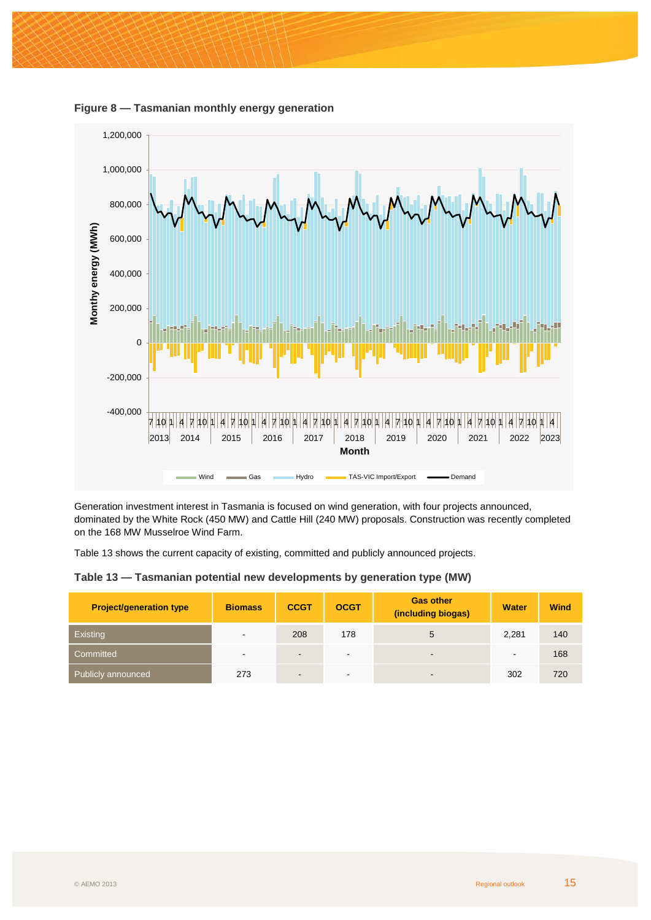**Figure 8 — Tasmanian monthly energy generation**

Generation investment interest in Tasmania is focused on wind generation, with four projects announced, dominated by the White Rock (450 MW) and Cattle Hill (240 MW) proposals. Construction was recently completed on the 168 MW Musselroe Wind Farm.

Table 13 shows the current capacity of existing, committed and publicly announced projects.

**Table 13 — Tasmanian potential new developments by generation type (MW)**

| Project/generation type | Biomass | CCGT | OCGT | Gas other (including biogas) | Water | Wind |
|---|---|---|---|---|---|---|
| Existing | - | 208 | 178 | 5 | 2,281 | 140 |
| Committed | - | - | - | - | - | 168 |
| Publicly announced | 273 | - | - | - | 302 | 720 |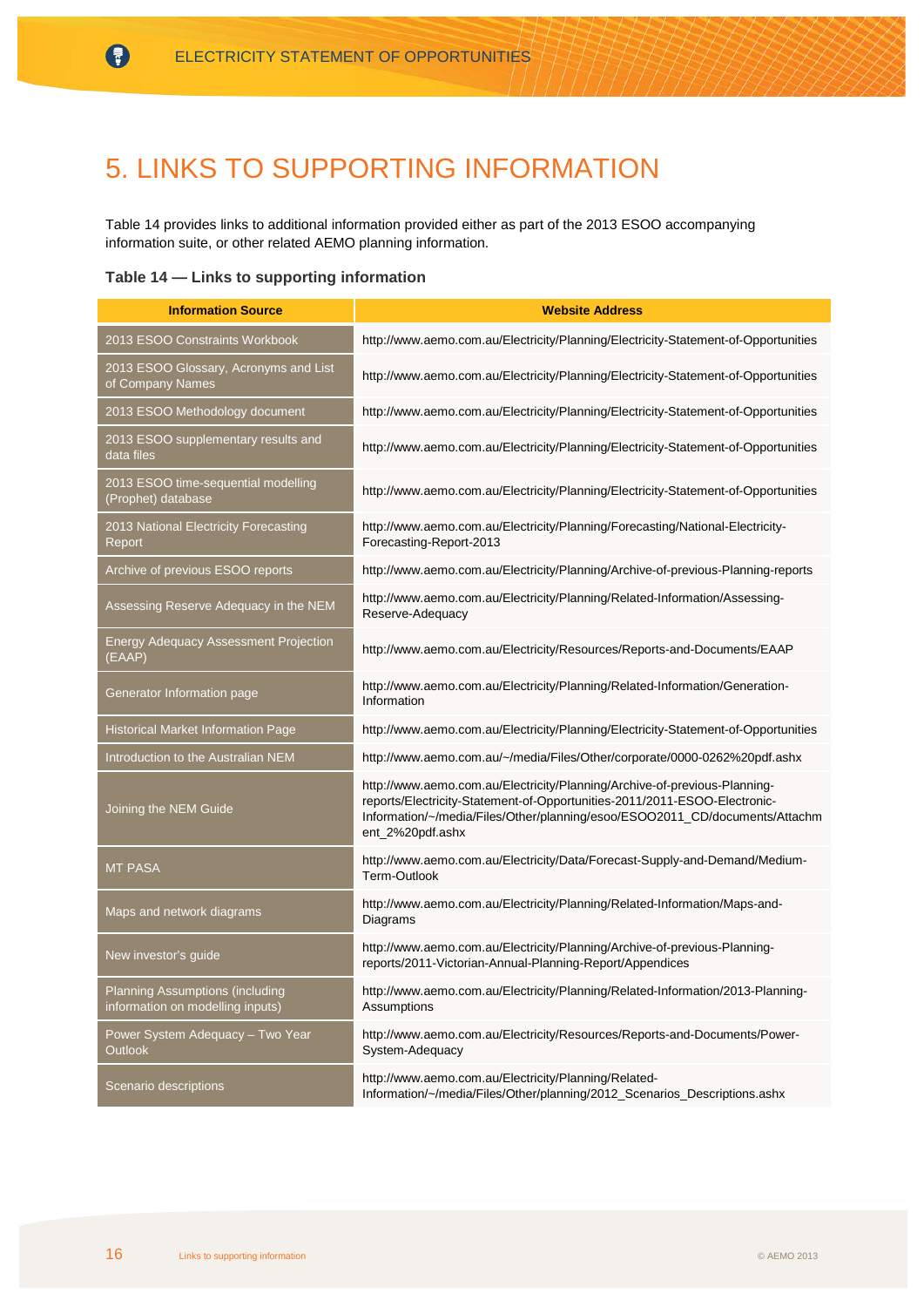# 5. LINKS TO SUPPORTING INFORMATION

Table 14 provides links to additional information provided either as part of the 2013 ESOO accompanying information suite, or other related AEMO planning information.

**Table 14 — Links to supporting information**

| Information Source | Website Address |
|---|---|
| 2013 ESOO Constraints Workbook | http://www.aemo.com.au/Electricity/Planning/Electricity-Statement-of-Opportunities |
| 2013 ESOO Glossary, Acronyms and List of Company Names | http://www.aemo.com.au/Electricity/Planning/Electricity-Statement-of-Opportunities |
| 2013 ESOO Methodology document | http://www.aemo.com.au/Electricity/Planning/Electricity-Statement-of-Opportunities |
| 2013 ESOO supplementary results and data files | http://www.aemo.com.au/Electricity/Planning/Electricity-Statement-of-Opportunities |
| 2013 ESOO time-sequential modelling (Prophet) database | http://www.aemo.com.au/Electricity/Planning/Electricity-Statement-of-Opportunities |
| 2013 National Electricity Forecasting Report | http://www.aemo.com.au/Electricity/Planning/Forecasting/National-Electricity-Forecasting-Report-2013 |
| Archive of previous ESOO reports | http://www.aemo.com.au/Electricity/Planning/Archive-of-previous-Planning-reports |
| Assessing Reserve Adequacy in the NEM | http://www.aemo.com.au/Electricity/Planning/Related-Information/Assessing-Reserve-Adequacy |
| Energy Adequacy Assessment Projection (EAAP) | http://www.aemo.com.au/Electricity/Resources/Reports-and-Documents/EAAP |
| Generator Information page | http://www.aemo.com.au/Electricity/Planning/Related-Information/Generation-Information |
| Historical Market Information Page | http://www.aemo.com.au/Electricity/Planning/Electricity-Statement-of-Opportunities |
| Introduction to the Australian NEM | http://www.aemo.com.au/~/media/Files/Other/corporate/0000-0262%20pdf.ashx |
| Joining the NEM Guide | http://www.aemo.com.au/Electricity/Planning/Archive-of-previous-Planning-reports/Electricity-Statement-of-Opportunities-2011/2011-ESOO-Electronic-Information/~/media/Files/Other/planning/esoo/ESOO2011_CD/documents/Attachment_2%20pdf.ashx |
| MT PASA | http://www.aemo.com.au/Electricity/Data/Forecast-Supply-and-Demand/Medium-Term-Outlook |
| Maps and network diagrams | http://www.aemo.com.au/Electricity/Planning/Related-Information/Maps-and-Diagrams |
| New investor's guide | http://www.aemo.com.au/Electricity/Planning/Archive-of-previous-Planning-reports/2011-Victorian-Annual-Planning-Report/Appendices |
| Planning Assumptions (including information on modelling inputs) | http://www.aemo.com.au/Electricity/Planning/Related-Information/2013-Planning-Assumptions |
| Power System Adequacy – Two Year Outlook | http://www.aemo.com.au/Electricity/Resources/Reports-and-Documents/Power-System-Adequacy |
| Scenario descriptions | http://www.aemo.com.au/Electricity/Planning/Related-Information/~/media/Files/Other/planning/2012_Scenarios_Descriptions.ashx |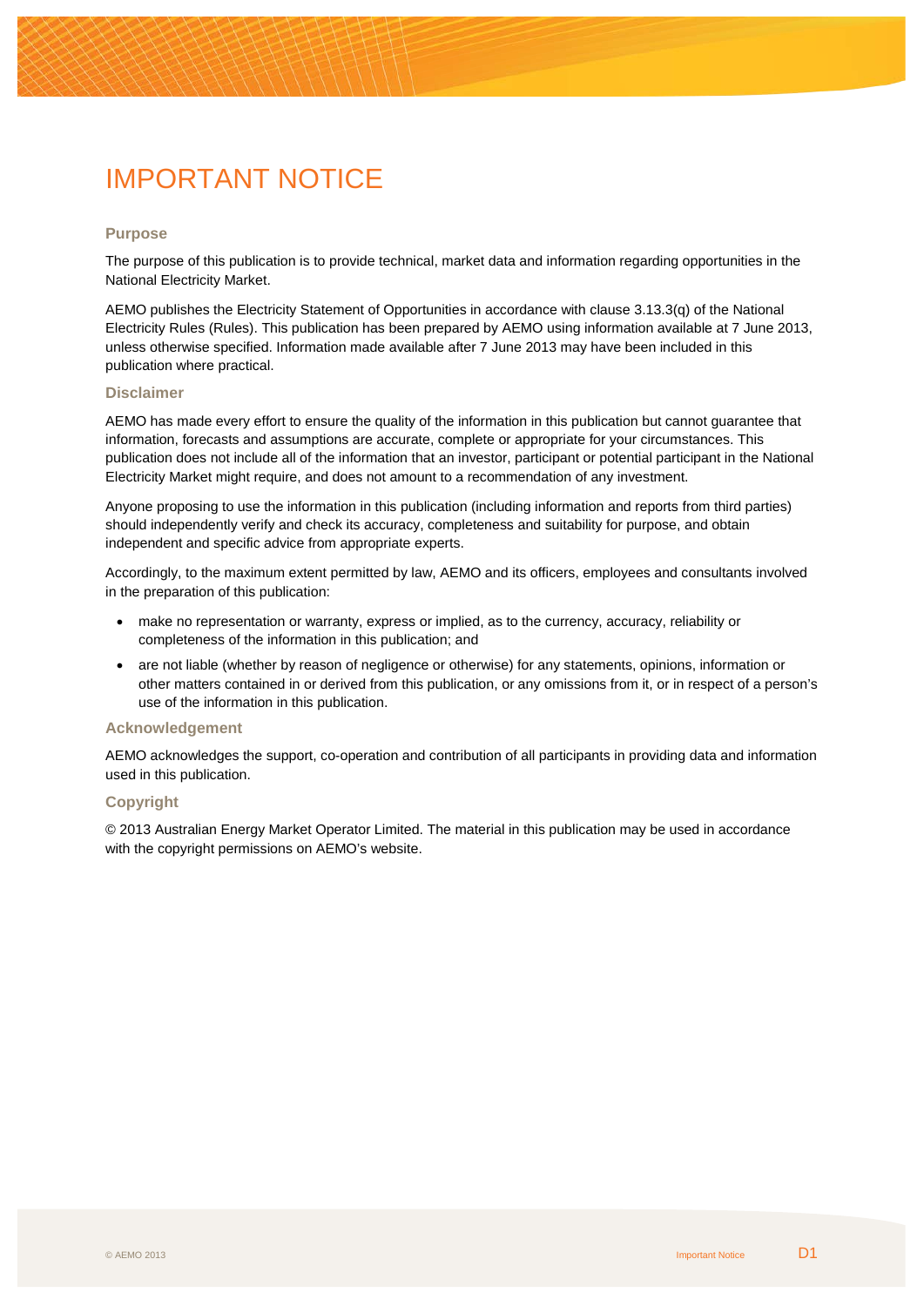# IMPORTANT NOTICE

### Purpose

The purpose of this publication is to provide technical, market data and information regarding opportunities in the National Electricity Market.

AEMO publishes the Electricity Statement of Opportunities in accordance with clause 3.13.3(q) of the National Electricity Rules (Rules). This publication has been prepared by AEMO using information available at 7 June 2013, unless otherwise specified. Information made available after 7 June 2013 may have been included in this publication where practical.

### Disclaimer

AEMO has made every effort to ensure the quality of the information in this publication but cannot guarantee that information, forecasts and assumptions are accurate, complete or appropriate for your circumstances. This publication does not include all of the information that an investor, participant or potential participant in the National Electricity Market might require, and does not amount to a recommendation of any investment.

Anyone proposing to use the information in this publication (including information and reports from third parties) should independently verify and check its accuracy, completeness and suitability for purpose, and obtain independent and specific advice from appropriate experts.

Accordingly, to the maximum extent permitted by law, AEMO and its officers, employees and consultants involved in the preparation of this publication:

- make no representation or warranty, express or implied, as to the currency, accuracy, reliability or completeness of the information in this publication; and
- are not liable (whether by reason of negligence or otherwise) for any statements, opinions, information or other matters contained in or derived from this publication, or any omissions from it, or in respect of a person's use of the information in this publication.

### Acknowledgement

AEMO acknowledges the support, co-operation and contribution of all participants in providing data and information used in this publication.

### Copyright

© 2013 Australian Energy Market Operator Limited. The material in this publication may be used in accordance with the copyright permissions on AEMO's website.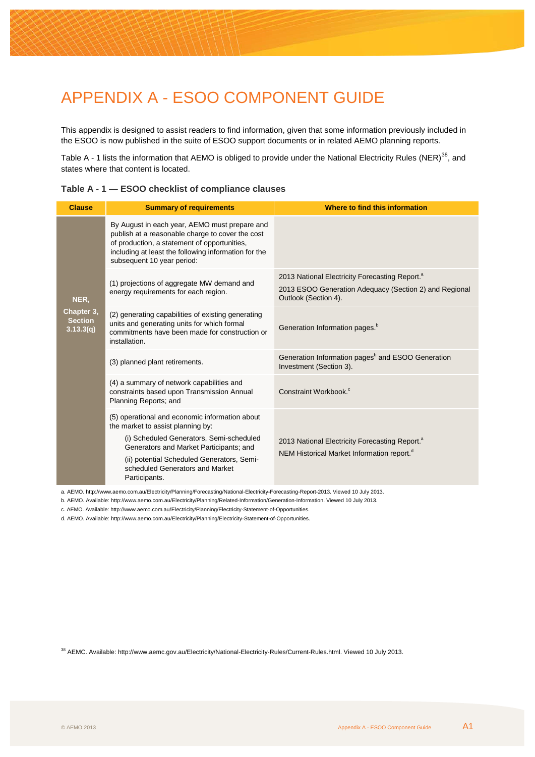# APPENDIX A - ESOO COMPONENT GUIDE

This appendix is designed to assist readers to find information, given that some information previously included in the ESOO is now published in the suite of ESOO support documents or in related AEMO planning reports.

Table A - 1 lists the information that AEMO is obliged to provide under the National Electricity Rules (NER)[38], and states where that content is located.

**Table A - 1 — ESOO checklist of compliance clauses**

| Clause | Summary of requirements | Where to find this information |
|---|---|---|
| NER, Chapter 3, Section 3.13.3(q) | By August in each year, AEMO must prepare and publish at a reasonable charge to cover the cost of production, a statement of opportunities, including at least the following information for the subsequent 10 year period: | |
| | (1) projections of aggregate MW demand and energy requirements for each region. | 2013 National Electricity Forecasting Report.[a] 2013 ESOO Generation Adequacy (Section 2) and Regional Outlook (Section 4). |
| | (2) generating capabilities of existing generating units and generating units for which formal commitments have been made for construction or installation. | Generation Information pages.[b] |
| | (3) planned plant retirements. | Generation Information pages[b] and ESOO Generation Investment (Section 3). |
| | (4) a summary of network capabilities and constraints based upon Transmission Annual Planning Reports; and | Constraint Workbook.[c] |
| | (5) operational and economic information about the market to assist planning by: (i) Scheduled Generators, Semi-scheduled Generators and Market Participants; and (ii) potential Scheduled Generators, Semi-scheduled Generators and Market Participants. | 2013 National Electricity Forecasting Report.[a] NEM Historical Market Information report.[d] |

a. AEMO. http://www.aemo.com.au/Electricity/Planning/Forecasting/National-Electricity-Forecasting-Report-2013. Viewed 10 July 2013.

b. AEMO. Available: http://www.aemo.com.au/Electricity/Planning/Related-Information/Generation-Information. Viewed 10 July 2013.

c. AEMO. Available: http://www.aemo.com.au/Electricity/Planning/Electricity-Statement-of-Opportunities.

d. AEMO. Available: http://www.aemo.com.au/Electricity/Planning/Electricity-Statement-of-Opportunities.

[38] AEMC. Available: http://www.aemc.gov.au/Electricity/National-Electricity-Rules/Current-Rules.html. Viewed 10 July 2013.